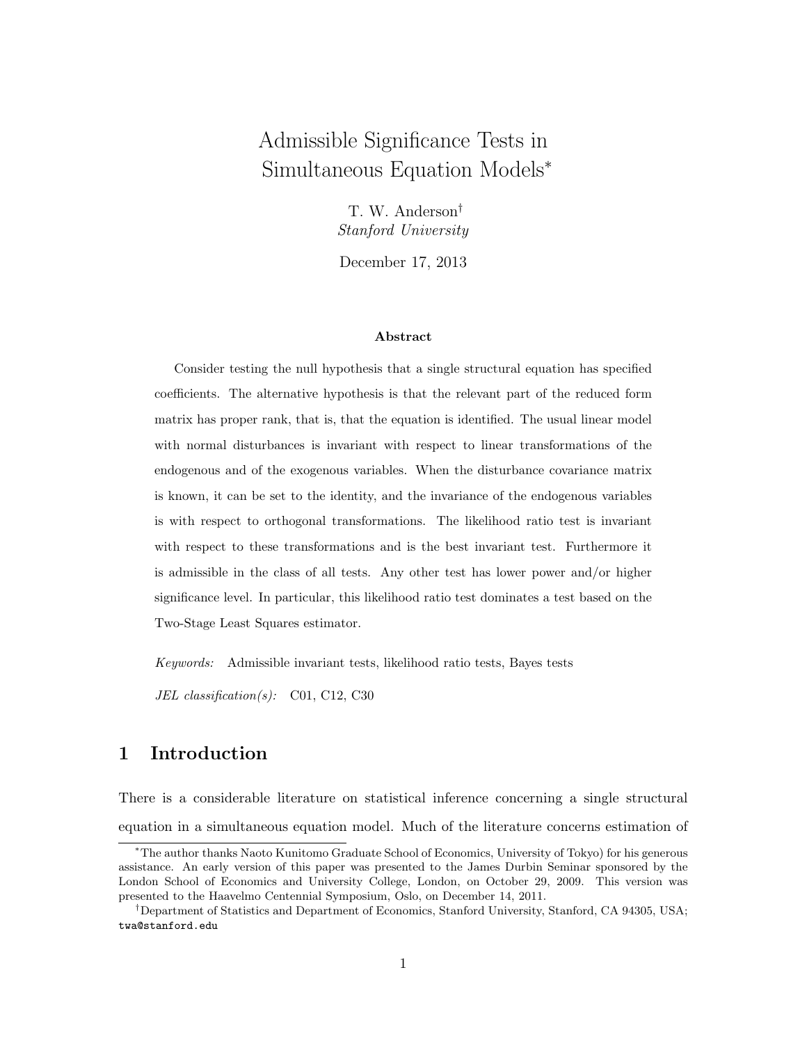# Admissible Significance Tests in Simultaneous Equation Models*

T. W. Anderson†
*Stanford University*

December 17, 2013

### Abstract

Consider testing the null hypothesis that a single structural equation has specified coefficients. The alternative hypothesis is that the relevant part of the reduced form matrix has proper rank, that is, that the equation is identified. The usual linear model with normal disturbances is invariant with respect to linear transformations of the endogenous and of the exogenous variables. When the disturbance covariance matrix is known, it can be set to the identity, and the invariance of the endogenous variables is with respect to orthogonal transformations. The likelihood ratio test is invariant with respect to these transformations and is the best invariant test. Furthermore it is admissible in the class of all tests. Any other test has lower power and/or higher significance level. In particular, this likelihood ratio test dominates a test based on the Two-Stage Least Squares estimator.

*Keywords:* Admissible invariant tests, likelihood ratio tests, Bayes tests

*JEL classification(s):* C01, C12, C30

## 1 Introduction

There is a considerable literature on statistical inference concerning a single structural equation in a simultaneous equation model. Much of the literature concerns estimation of

---

*The author thanks Naoto Kunitomo Graduate School of Economics, University of Tokyo) for his generous assistance. An early version of this paper was presented to the James Durbin Seminar sponsored by the London School of Economics and University College, London, on October 29, 2009. This version was presented to the Haavelmo Centennial Symposium, Oslo, on December 14, 2011.

†Department of Statistics and Department of Economics, Stanford University, Stanford, CA 94305, USA; twa@stanford.edu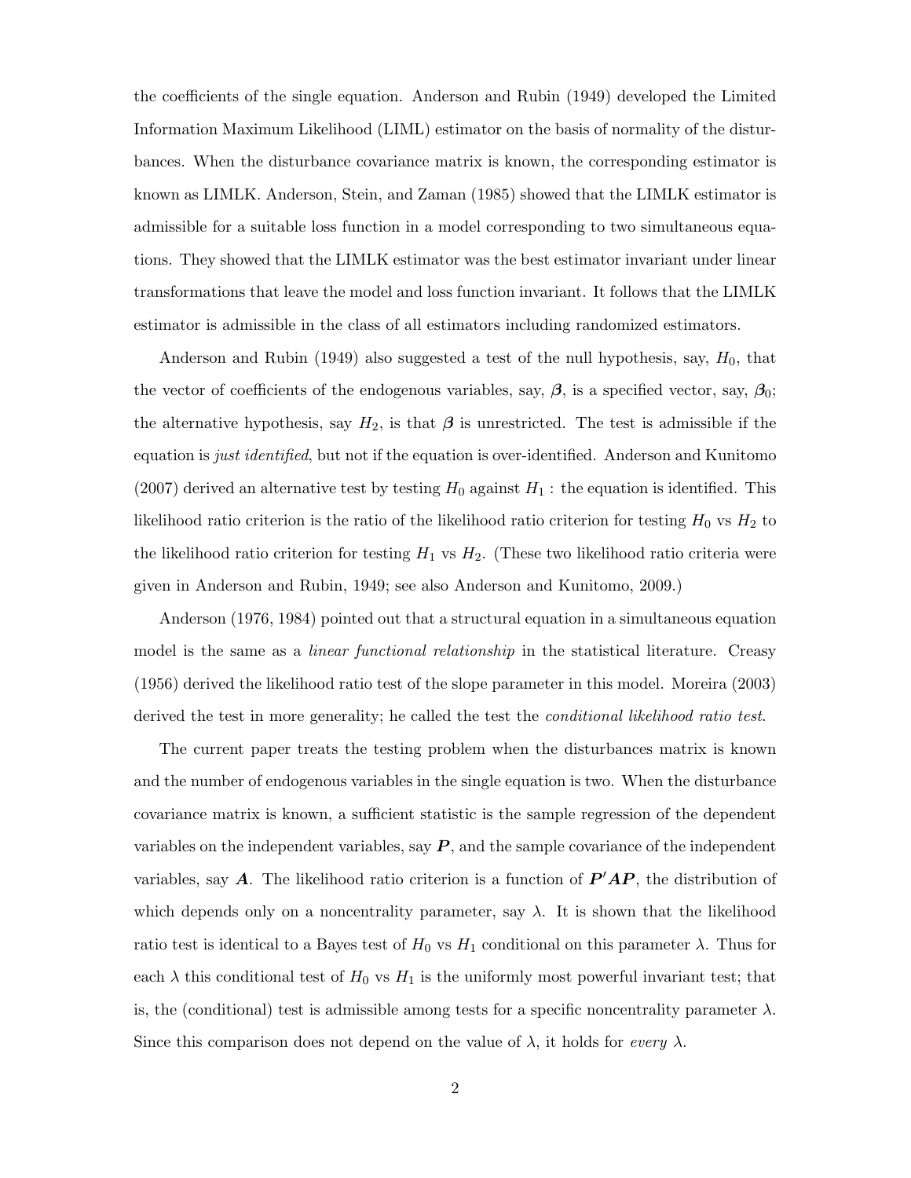the coefficients of the single equation. Anderson and Rubin (1949) developed the Limited Information Maximum Likelihood (LIML) estimator on the basis of normality of the disturbances. When the disturbance covariance matrix is known, the corresponding estimator is known as LIMLK. Anderson, Stein, and Zaman (1985) showed that the LIMLK estimator is admissible for a suitable loss function in a model corresponding to two simultaneous equations. They showed that the LIMLK estimator was the best estimator invariant under linear transformations that leave the model and loss function invariant. It follows that the LIMLK estimator is admissible in the class of all estimators including randomized estimators.

Anderson and Rubin (1949) also suggested a test of the null hypothesis, say, $H_0$, that the vector of coefficients of the endogenous variables, say, $\boldsymbol{\beta}$, is a specified vector, say, $\boldsymbol{\beta}_0$; the alternative hypothesis, say $H_2$, is that $\boldsymbol{\beta}$ is unrestricted. The test is admissible if the equation is *just identified*, but not if the equation is over-identified. Anderson and Kunitomo (2007) derived an alternative test by testing $H_0$ against $H_1:$ the equation is identified. This likelihood ratio criterion is the ratio of the likelihood ratio criterion for testing $H_0$ vs $H_2$ to the likelihood ratio criterion for testing $H_1$ vs $H_2$. (These two likelihood ratio criteria were given in Anderson and Rubin, 1949; see also Anderson and Kunitomo, 2009.)

Anderson (1976, 1984) pointed out that a structural equation in a simultaneous equation model is the same as a *linear functional relationship* in the statistical literature. Creasy (1956) derived the likelihood ratio test of the slope parameter in this model. Moreira (2003) derived the test in more generality; he called the test the *conditional likelihood ratio test*.

The current paper treats the testing problem when the disturbances matrix is known and the number of endogenous variables in the single equation is two. When the disturbance covariance matrix is known, a sufficient statistic is the sample regression of the dependent variables on the independent variables, say $\boldsymbol{P}$, and the sample covariance of the independent variables, say $\boldsymbol{A}$. The likelihood ratio criterion is a function of $\boldsymbol{P}'\boldsymbol{A}\boldsymbol{P}$, the distribution of which depends only on a noncentrality parameter, say $\lambda$. It is shown that the likelihood ratio test is identical to a Bayes test of $H_0$ vs $H_1$ conditional on this parameter $\lambda$. Thus for each $\lambda$ this conditional test of $H_0$ vs $H_1$ is the uniformly most powerful invariant test; that is, the (conditional) test is admissible among tests for a specific noncentrality parameter $\lambda$. Since this comparison does not depend on the value of $\lambda$, it holds for *every* $\lambda$.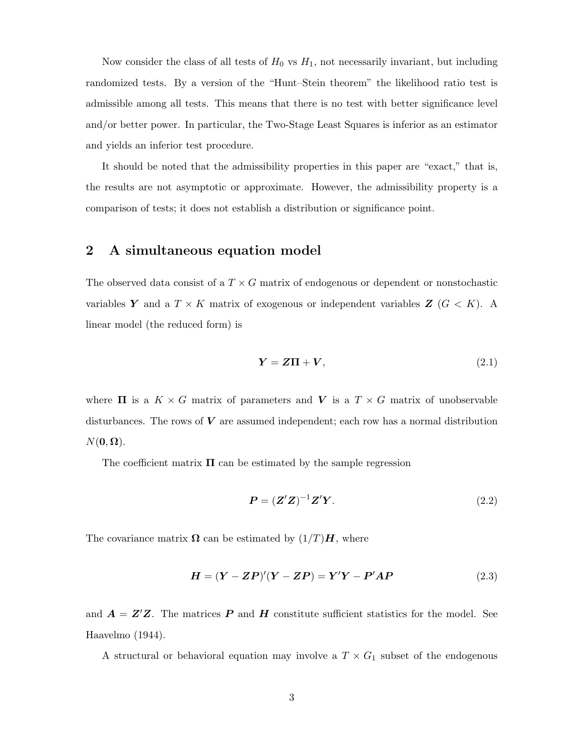Now consider the class of all tests of $H_0$ vs $H_1$, not necessarily invariant, but including randomized tests. By a version of the "Hunt–Stein theorem" the likelihood ratio test is admissible among all tests. This means that there is no test with better significance level and/or better power. In particular, the Two-Stage Least Squares is inferior as an estimator and yields an inferior test procedure.

It should be noted that the admissibility properties in this paper are "exact," that is, the results are not asymptotic or approximate. However, the admissibility property is a comparison of tests; it does not establish a distribution or significance point.

## 2 A simultaneous equation model

The observed data consist of a $T \times G$ matrix of endogenous or dependent or nonstochastic variables $\boldsymbol{Y}$ and a $T \times K$ matrix of exogenous or independent variables $\boldsymbol{Z}$ ($G < K$). A linear model (the reduced form) is

$$\boldsymbol{Y} = \boldsymbol{Z\Pi} + \boldsymbol{V}, \tag{2.1}$$

where $\boldsymbol{\Pi}$ is a $K \times G$ matrix of parameters and $\boldsymbol{V}$ is a $T \times G$ matrix of unobservable disturbances. The rows of $\boldsymbol{V}$ are assumed independent; each row has a normal distribution $N(\boldsymbol{0}, \boldsymbol{\Omega})$.

The coefficient matrix $\boldsymbol{\Pi}$ can be estimated by the sample regression

$$\boldsymbol{P} = (\boldsymbol{Z}'\boldsymbol{Z})^{-1}\boldsymbol{Z}'\boldsymbol{Y}. \tag{2.2}$$

The covariance matrix $\boldsymbol{\Omega}$ can be estimated by $(1/T)\boldsymbol{H}$, where

$$\boldsymbol{H} = (\boldsymbol{Y} - \boldsymbol{ZP})'(\boldsymbol{Y} - \boldsymbol{ZP}) = \boldsymbol{Y}'\boldsymbol{Y} - \boldsymbol{P}'\boldsymbol{AP} \tag{2.3}$$

and $\boldsymbol{A} = \boldsymbol{Z}'\boldsymbol{Z}$. The matrices $\boldsymbol{P}$ and $\boldsymbol{H}$ constitute sufficient statistics for the model. See Haavelmo (1944).

A structural or behavioral equation may involve a $T \times G_1$ subset of the endogenous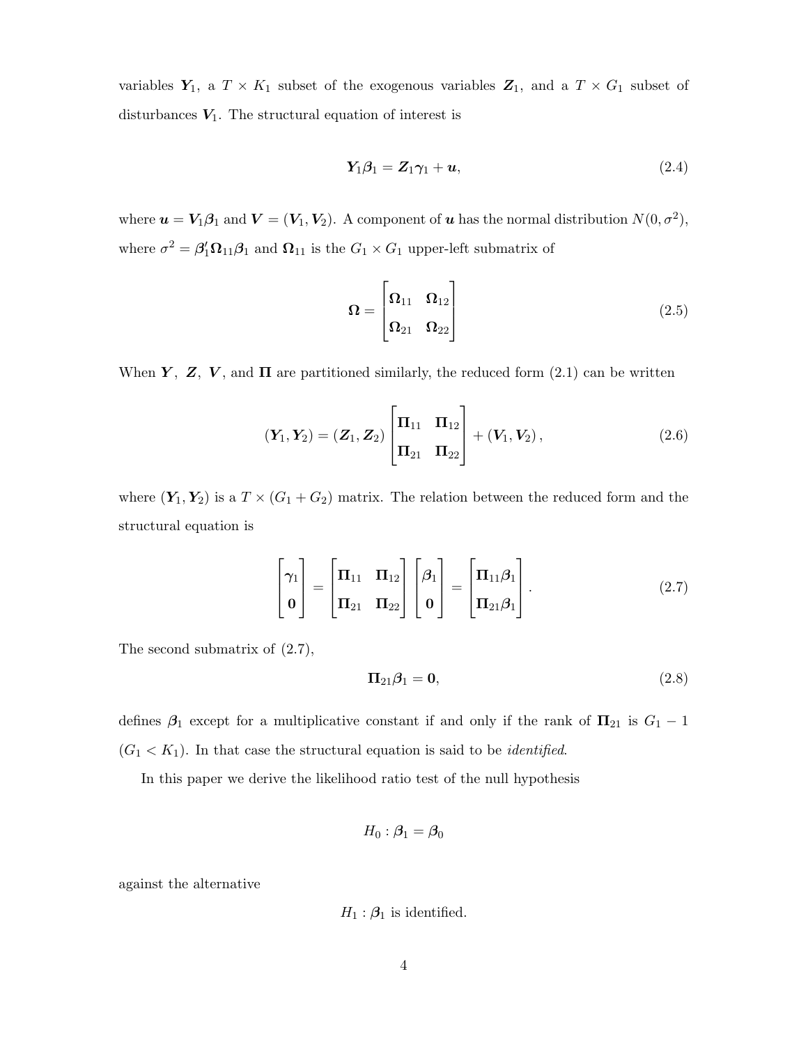variables $\boldsymbol{Y}_1$, a $T \times K_1$ subset of the exogenous variables $\boldsymbol{Z}_1$, and a $T \times G_1$ subset of disturbances $\boldsymbol{V}_1$. The structural equation of interest is

$$\boldsymbol{Y}_1 \boldsymbol{\beta}_1 = \boldsymbol{Z}_1 \boldsymbol{\gamma}_1 + \boldsymbol{u}, \tag{2.4}$$

where $\boldsymbol{u} = \boldsymbol{V}_1 \boldsymbol{\beta}_1$ and $\boldsymbol{V} = (\boldsymbol{V}_1, \boldsymbol{V}_2)$. A component of $\boldsymbol{u}$ has the normal distribution $N(0, \sigma^2)$, where $\sigma^2 = \boldsymbol{\beta}_1' \boldsymbol{\Omega}_{11} \boldsymbol{\beta}_1$ and $\boldsymbol{\Omega}_{11}$ is the $G_1 \times G_1$ upper-left submatrix of

$$\boldsymbol{\Omega} = \begin{bmatrix} \boldsymbol{\Omega}_{11} & \boldsymbol{\Omega}_{12} \\ \boldsymbol{\Omega}_{21} & \boldsymbol{\Omega}_{22} \end{bmatrix} \tag{2.5}$$

When $\boldsymbol{Y},\ \boldsymbol{Z},\ \boldsymbol{V}$, and $\boldsymbol{\Pi}$ are partitioned similarly, the reduced form (2.1) can be written

$$(\boldsymbol{Y}_1, \boldsymbol{Y}_2) = (\boldsymbol{Z}_1, \boldsymbol{Z}_2) \begin{bmatrix} \boldsymbol{\Pi}_{11} & \boldsymbol{\Pi}_{12} \\ \boldsymbol{\Pi}_{21} & \boldsymbol{\Pi}_{22} \end{bmatrix} + (\boldsymbol{V}_1, \boldsymbol{V}_2), \tag{2.6}$$

where $(\boldsymbol{Y}_1, \boldsymbol{Y}_2)$ is a $T \times (G_1 + G_2)$ matrix. The relation between the reduced form and the structural equation is

$$\begin{bmatrix} \boldsymbol{\gamma}_1 \\ \boldsymbol{0} \end{bmatrix} = \begin{bmatrix} \boldsymbol{\Pi}_{11} & \boldsymbol{\Pi}_{12} \\ \boldsymbol{\Pi}_{21} & \boldsymbol{\Pi}_{22} \end{bmatrix} \begin{bmatrix} \boldsymbol{\beta}_1 \\ \boldsymbol{0} \end{bmatrix} = \begin{bmatrix} \boldsymbol{\Pi}_{11} \boldsymbol{\beta}_1 \\ \boldsymbol{\Pi}_{21} \boldsymbol{\beta}_1 \end{bmatrix}. \tag{2.7}$$

The second submatrix of (2.7),

$$\boldsymbol{\Pi}_{21} \boldsymbol{\beta}_1 = \boldsymbol{0}, \tag{2.8}$$

defines $\boldsymbol{\beta}_1$ except for a multiplicative constant if and only if the rank of $\boldsymbol{\Pi}_{21}$ is $G_1 - 1$ ($G_1 < K_1$). In that case the structural equation is said to be *identified*.

In this paper we derive the likelihood ratio test of the null hypothesis

$$H_0 : \boldsymbol{\beta}_1 = \boldsymbol{\beta}_0$$

against the alternative

$$H_1 : \boldsymbol{\beta}_1 \text{ is identified.}$$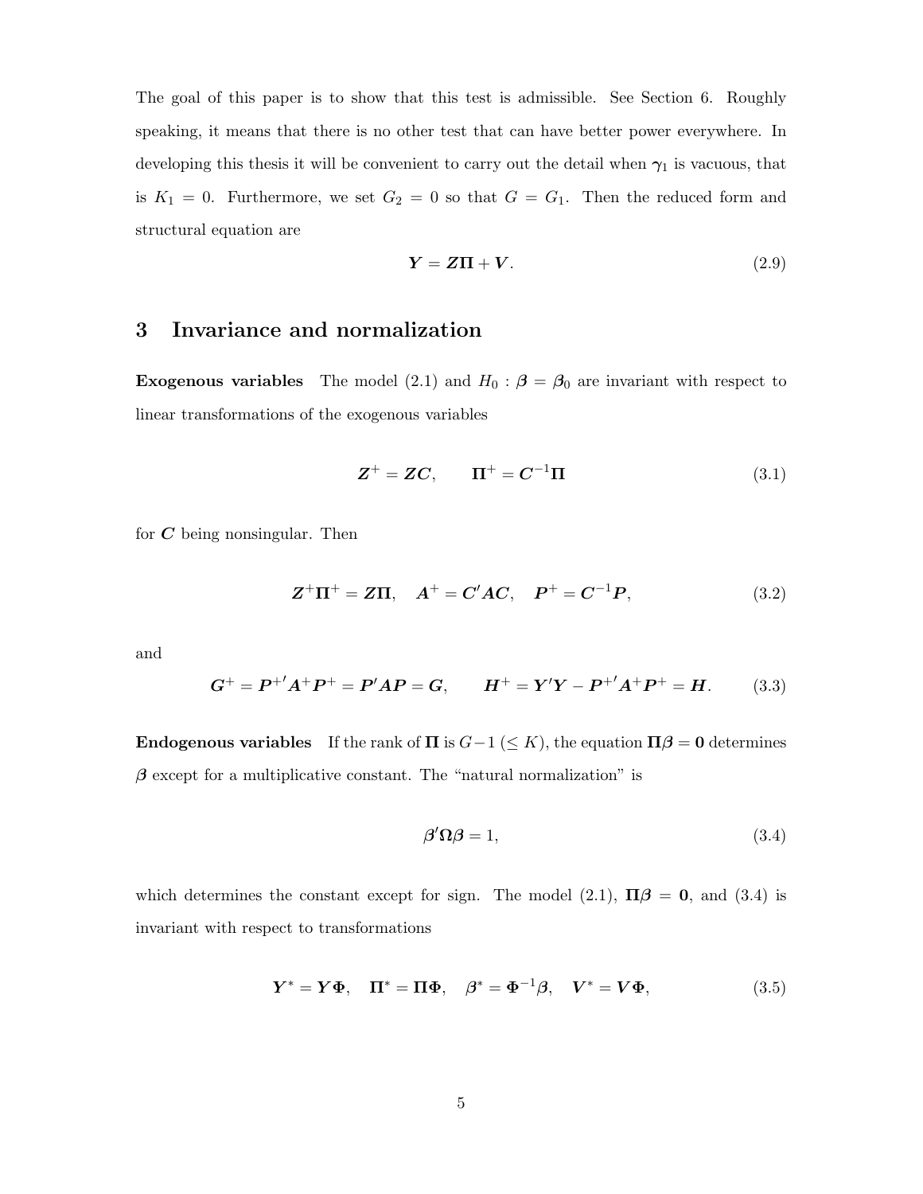The goal of this paper is to show that this test is admissible. See Section 6. Roughly speaking, it means that there is no other test that can have better power everywhere. In developing this thesis it will be convenient to carry out the detail when $\boldsymbol{\gamma}_1$ is vacuous, that is $K_1 = 0$. Furthermore, we set $G_2 = 0$ so that $G = G_1$. Then the reduced form and structural equation are

$$\boldsymbol{Y} = \boldsymbol{Z}\boldsymbol{\Pi} + \boldsymbol{V}. \tag{2.9}$$

## 3 Invariance and normalization

**Exogenous variables** The model (2.1) and $H_0 : \boldsymbol{\beta} = \boldsymbol{\beta}_0$ are invariant with respect to linear transformations of the exogenous variables

$$\boldsymbol{Z}^+ = \boldsymbol{Z}\boldsymbol{C}, \qquad \boldsymbol{\Pi}^+ = \boldsymbol{C}^{-1}\boldsymbol{\Pi} \tag{3.1}$$

for $\boldsymbol{C}$ being nonsingular. Then

$$\boldsymbol{Z}^+\boldsymbol{\Pi}^+ = \boldsymbol{Z}\boldsymbol{\Pi}, \quad \boldsymbol{A}^+ = \boldsymbol{C}'\boldsymbol{A}\boldsymbol{C}, \quad \boldsymbol{P}^+ = \boldsymbol{C}^{-1}\boldsymbol{P}, \tag{3.2}$$

and

$$\boldsymbol{G}^+ = \boldsymbol{P}^{+'}\boldsymbol{A}^+\boldsymbol{P}^+ = \boldsymbol{P}'\boldsymbol{A}\boldsymbol{P} = \boldsymbol{G}, \qquad \boldsymbol{H}^+ = \boldsymbol{Y}'\boldsymbol{Y} - \boldsymbol{P}^{+'}\boldsymbol{A}^+\boldsymbol{P}^+ = \boldsymbol{H}. \tag{3.3}$$

**Endogenous variables** If the rank of $\boldsymbol{\Pi}$ is $G-1$ $(\leq K)$, the equation $\boldsymbol{\Pi}\boldsymbol{\beta} = \boldsymbol{0}$ determines $\boldsymbol{\beta}$ except for a multiplicative constant. The "natural normalization" is

$$\boldsymbol{\beta}'\boldsymbol{\Omega}\boldsymbol{\beta} = 1, \tag{3.4}$$

which determines the constant except for sign. The model (2.1), $\boldsymbol{\Pi}\boldsymbol{\beta} = \boldsymbol{0}$, and (3.4) is invariant with respect to transformations

$$\boldsymbol{Y}^* = \boldsymbol{Y}\boldsymbol{\Phi}, \quad \boldsymbol{\Pi}^* = \boldsymbol{\Pi}\boldsymbol{\Phi}, \quad \boldsymbol{\beta}^* = \boldsymbol{\Phi}^{-1}\boldsymbol{\beta}, \quad \boldsymbol{V}^* = \boldsymbol{V}\boldsymbol{\Phi}, \tag{3.5}$$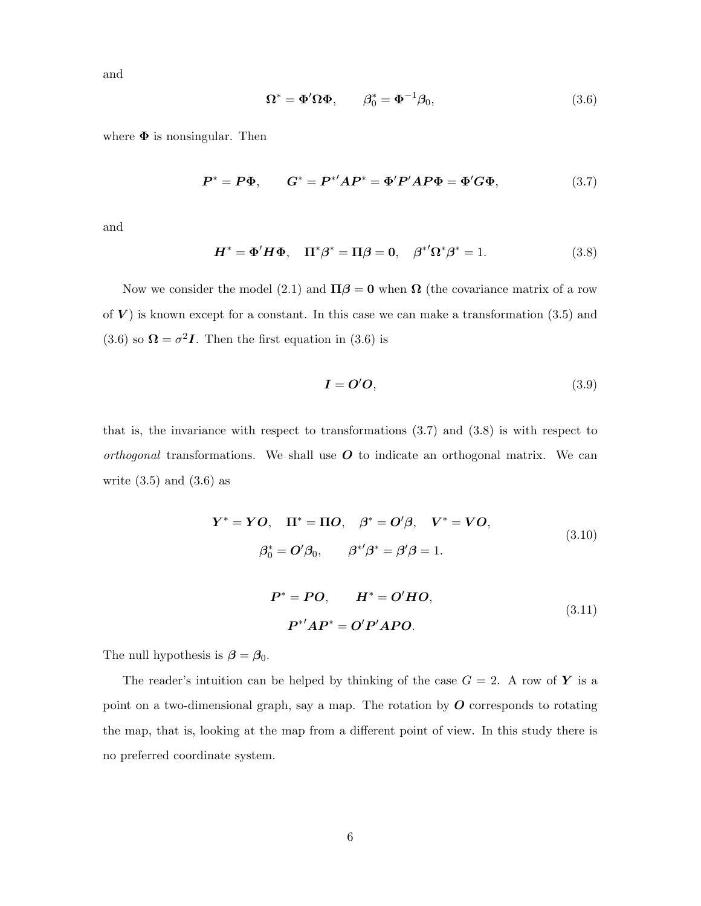and

$$\boldsymbol{\Omega}^* = \boldsymbol{\Phi}'\boldsymbol{\Omega}\boldsymbol{\Phi}, \qquad \boldsymbol{\beta}_0^* = \boldsymbol{\Phi}^{-1}\boldsymbol{\beta}_0, \tag{3.6}$$

where $\boldsymbol{\Phi}$ is nonsingular. Then

$$\boldsymbol{P}^* = \boldsymbol{P}\boldsymbol{\Phi}, \qquad \boldsymbol{G}^* = \boldsymbol{P}^{*\prime}\boldsymbol{A}\boldsymbol{P}^* = \boldsymbol{\Phi}'\boldsymbol{P}'\boldsymbol{A}\boldsymbol{P}\boldsymbol{\Phi} = \boldsymbol{\Phi}'\boldsymbol{G}\boldsymbol{\Phi}, \tag{3.7}$$

and

$$\boldsymbol{H}^* = \boldsymbol{\Phi}'\boldsymbol{H}\boldsymbol{\Phi}, \quad \boldsymbol{\Pi}^*\boldsymbol{\beta}^* = \boldsymbol{\Pi}\boldsymbol{\beta} = \boldsymbol{0}, \quad \boldsymbol{\beta}^{*\prime}\boldsymbol{\Omega}^*\boldsymbol{\beta}^* = 1. \tag{3.8}$$

Now we consider the model (2.1) and $\boldsymbol{\Pi}\boldsymbol{\beta} = \boldsymbol{0}$ when $\boldsymbol{\Omega}$ (the covariance matrix of a row of $\boldsymbol{V}$) is known except for a constant. In this case we can make a transformation (3.5) and (3.6) so $\boldsymbol{\Omega} = \sigma^2\boldsymbol{I}$. Then the first equation in (3.6) is

$$\boldsymbol{I} = \boldsymbol{O}'\boldsymbol{O}, \tag{3.9}$$

that is, the invariance with respect to transformations (3.7) and (3.8) is with respect to *orthogonal* transformations. We shall use $\boldsymbol{O}$ to indicate an orthogonal matrix. We can write (3.5) and (3.6) as

$$\begin{gathered} \boldsymbol{Y}^* = \boldsymbol{Y}\boldsymbol{O}, \quad \boldsymbol{\Pi}^* = \boldsymbol{\Pi}\boldsymbol{O}, \quad \boldsymbol{\beta}^* = \boldsymbol{O}'\boldsymbol{\beta}, \quad \boldsymbol{V}^* = \boldsymbol{V}\boldsymbol{O}, \\ \boldsymbol{\beta}_0^* = \boldsymbol{O}'\boldsymbol{\beta}_0, \qquad \boldsymbol{\beta}^{*\prime}\boldsymbol{\beta}^* = \boldsymbol{\beta}'\boldsymbol{\beta} = 1. \end{gathered} \tag{3.10}$$

$$\begin{gathered} \boldsymbol{P}^* = \boldsymbol{P}\boldsymbol{O}, \qquad \boldsymbol{H}^* = \boldsymbol{O}'\boldsymbol{H}\boldsymbol{O}, \\ \boldsymbol{P}^{*\prime}\boldsymbol{A}\boldsymbol{P}^* = \boldsymbol{O}'\boldsymbol{P}'\boldsymbol{A}\boldsymbol{P}\boldsymbol{O}. \end{gathered} \tag{3.11}$$

The null hypothesis is $\boldsymbol{\beta} = \boldsymbol{\beta}_0$.

The reader's intuition can be helped by thinking of the case $G = 2$. A row of $\boldsymbol{Y}$ is a point on a two-dimensional graph, say a map. The rotation by $\boldsymbol{O}$ corresponds to rotating the map, that is, looking at the map from a different point of view. In this study there is no preferred coordinate system.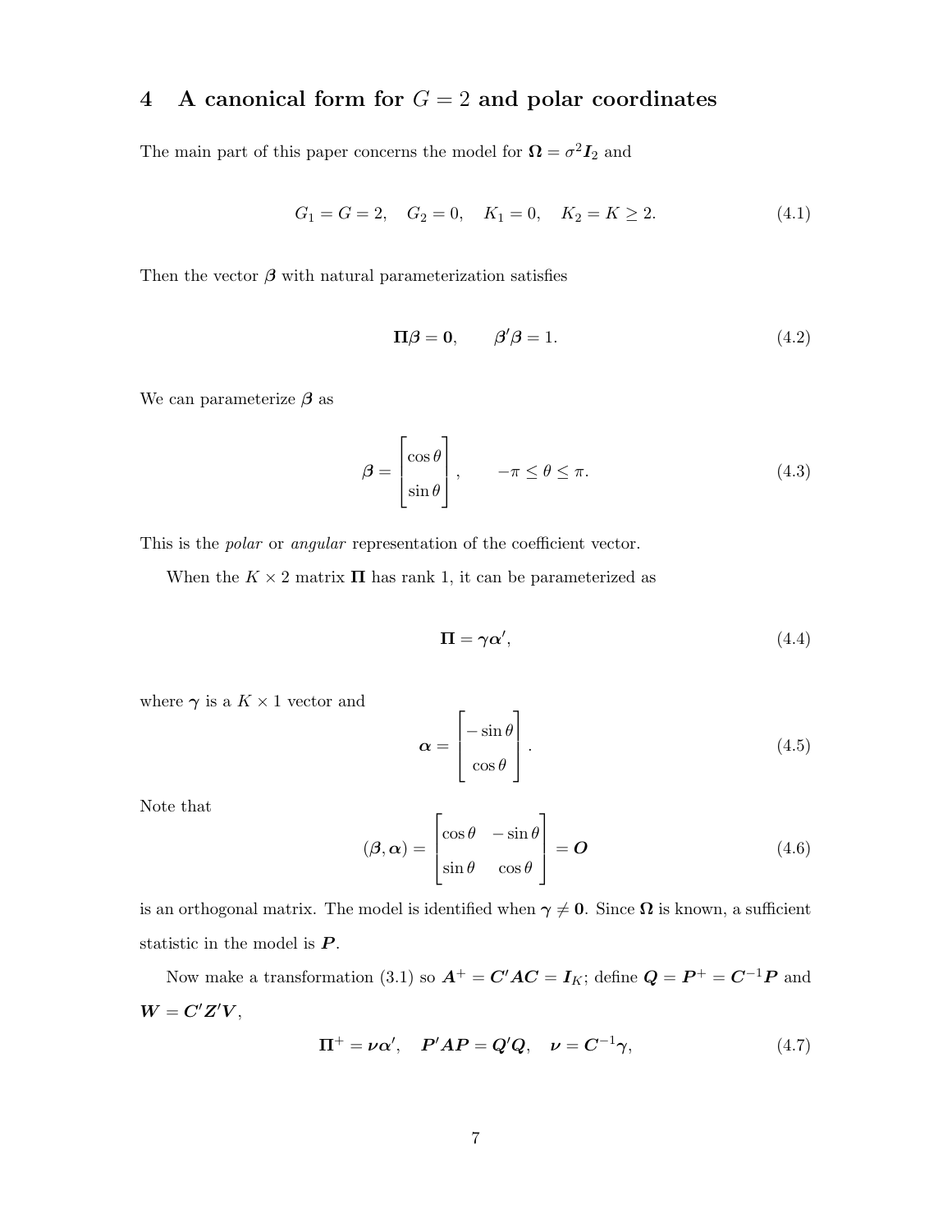## 4 A canonical form for $G = 2$ and polar coordinates

The main part of this paper concerns the model for $\boldsymbol{\Omega} = \sigma^2 \boldsymbol{I}_2$ and

$$G_1 = G = 2, \quad G_2 = 0, \quad K_1 = 0, \quad K_2 = K \geq 2. \tag{4.1}$$

Then the vector $\boldsymbol{\beta}$ with natural parameterization satisfies

$$\boldsymbol{\Pi}\boldsymbol{\beta} = \boldsymbol{0}, \qquad \boldsymbol{\beta}'\boldsymbol{\beta} = 1. \tag{4.2}$$

We can parameterize $\boldsymbol{\beta}$ as

$$\boldsymbol{\beta} = \begin{bmatrix} \cos\theta \\ \sin\theta \end{bmatrix}, \qquad -\pi \leq \theta \leq \pi. \tag{4.3}$$

This is the *polar* or *angular* representation of the coefficient vector.

When the $K \times 2$ matrix $\boldsymbol{\Pi}$ has rank 1, it can be parameterized as

$$\boldsymbol{\Pi} = \boldsymbol{\gamma}\boldsymbol{\alpha}', \tag{4.4}$$

where $\boldsymbol{\gamma}$ is a $K \times 1$ vector and

$$\boldsymbol{\alpha} = \begin{bmatrix} -\sin\theta \\ \cos\theta \end{bmatrix}. \tag{4.5}$$

Note that

$$(\boldsymbol{\beta}, \boldsymbol{\alpha}) = \begin{bmatrix} \cos\theta & -\sin\theta \\ \sin\theta & \cos\theta \end{bmatrix} = \boldsymbol{O} \tag{4.6}$$

is an orthogonal matrix. The model is identified when $\boldsymbol{\gamma} \neq \boldsymbol{0}$. Since $\boldsymbol{\Omega}$ is known, a sufficient statistic in the model is $\boldsymbol{P}$.

Now make a transformation (3.1) so $\boldsymbol{A}^{+} = \boldsymbol{C}'\boldsymbol{A}\boldsymbol{C} = \boldsymbol{I}_K$; define $\boldsymbol{Q} = \boldsymbol{P}^{+} = \boldsymbol{C}^{-1}\boldsymbol{P}$ and $\boldsymbol{W} = \boldsymbol{C}'\boldsymbol{Z}'\boldsymbol{V}$,

$$\boldsymbol{\Pi}^{+} = \boldsymbol{\nu}\boldsymbol{\alpha}', \quad \boldsymbol{P}'\boldsymbol{A}\boldsymbol{P} = \boldsymbol{Q}'\boldsymbol{Q}, \quad \boldsymbol{\nu} = \boldsymbol{C}^{-1}\boldsymbol{\gamma}, \tag{4.7}$$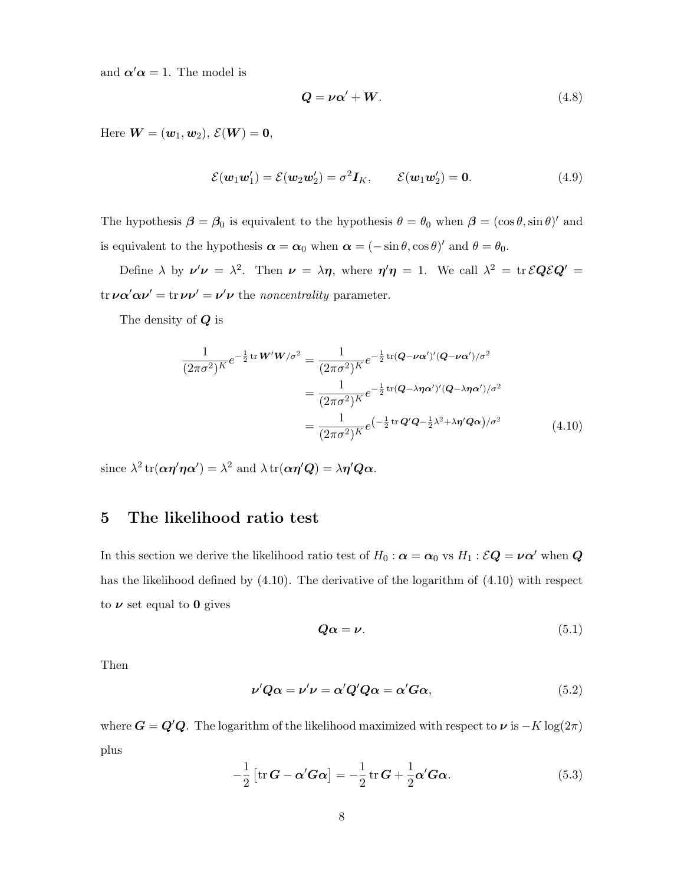and $\boldsymbol{\alpha}'\boldsymbol{\alpha} = 1$. The model is

$$\boldsymbol{Q} = \boldsymbol{\nu}\boldsymbol{\alpha}' + \boldsymbol{W}. \tag{4.8}$$

Here $\boldsymbol{W} = (\boldsymbol{w}_1, \boldsymbol{w}_2)$, $\mathcal{E}(\boldsymbol{W}) = \boldsymbol{0}$,

$$\mathcal{E}(\boldsymbol{w}_1\boldsymbol{w}_1') = \mathcal{E}(\boldsymbol{w}_2\boldsymbol{w}_2') = \sigma^2 \boldsymbol{I}_K, \qquad \mathcal{E}(\boldsymbol{w}_1\boldsymbol{w}_2') = \boldsymbol{0}. \tag{4.9}$$

The hypothesis $\boldsymbol{\beta} = \boldsymbol{\beta}_0$ is equivalent to the hypothesis $\theta = \theta_0$ when $\boldsymbol{\beta} = (\cos\theta, \sin\theta)'$ and is equivalent to the hypothesis $\boldsymbol{\alpha} = \boldsymbol{\alpha}_0$ when $\boldsymbol{\alpha} = (-\sin\theta, \cos\theta)'$ and $\theta = \theta_0$.

Define $\lambda$ by $\boldsymbol{\nu}'\boldsymbol{\nu} = \lambda^2$. Then $\boldsymbol{\nu} = \lambda\boldsymbol{\eta}$, where $\boldsymbol{\eta}'\boldsymbol{\eta} = 1$. We call $\lambda^2 = \operatorname{tr} \mathcal{E}\boldsymbol{Q}\mathcal{E}\boldsymbol{Q}' = \operatorname{tr} \boldsymbol{\nu}\boldsymbol{\alpha}'\boldsymbol{\alpha}\boldsymbol{\nu}' = \operatorname{tr} \boldsymbol{\nu}\boldsymbol{\nu}' = \boldsymbol{\nu}'\boldsymbol{\nu}$ the *noncentrality* parameter.

The density of $\boldsymbol{Q}$ is

$$\begin{aligned}
\frac{1}{(2\pi\sigma^2)^K} e^{-\frac{1}{2}\operatorname{tr} \boldsymbol{W}'\boldsymbol{W}/\sigma^2} &= \frac{1}{(2\pi\sigma^2)^K} e^{-\frac{1}{2}\operatorname{tr}(\boldsymbol{Q}-\boldsymbol{\nu}\boldsymbol{\alpha}')'(\boldsymbol{Q}-\boldsymbol{\nu}\boldsymbol{\alpha}')/\sigma^2} \\
&= \frac{1}{(2\pi\sigma^2)^K} e^{-\frac{1}{2}\operatorname{tr}(\boldsymbol{Q}-\lambda\boldsymbol{\eta}\boldsymbol{\alpha}')'(\boldsymbol{Q}-\lambda\boldsymbol{\eta}\boldsymbol{\alpha}')/\sigma^2} \\
&= \frac{1}{(2\pi\sigma^2)^K} e^{\left(-\frac{1}{2}\operatorname{tr} \boldsymbol{Q}'\boldsymbol{Q} - \frac{1}{2}\lambda^2 + \lambda\boldsymbol{\eta}'\boldsymbol{Q}\boldsymbol{\alpha}\right)/\sigma^2}
\end{aligned} \tag{4.10}$$

since $\lambda^2 \operatorname{tr}(\boldsymbol{\alpha}\boldsymbol{\eta}'\boldsymbol{\eta}\boldsymbol{\alpha}') = \lambda^2$ and $\lambda \operatorname{tr}(\boldsymbol{\alpha}\boldsymbol{\eta}'\boldsymbol{Q}) = \lambda\boldsymbol{\eta}'\boldsymbol{Q}\boldsymbol{\alpha}$.

## 5 The likelihood ratio test

In this section we derive the likelihood ratio test of $H_0 : \boldsymbol{\alpha} = \boldsymbol{\alpha}_0$ vs $H_1 : \mathcal{E}\boldsymbol{Q} = \boldsymbol{\nu}\boldsymbol{\alpha}'$ when $\boldsymbol{Q}$ has the likelihood defined by (4.10). The derivative of the logarithm of (4.10) with respect to $\boldsymbol{\nu}$ set equal to $\boldsymbol{0}$ gives

$$\boldsymbol{Q}\boldsymbol{\alpha} = \boldsymbol{\nu}. \tag{5.1}$$

Then

$$\boldsymbol{\nu}'\boldsymbol{Q}\boldsymbol{\alpha} = \boldsymbol{\nu}'\boldsymbol{\nu} = \boldsymbol{\alpha}'\boldsymbol{Q}'\boldsymbol{Q}\boldsymbol{\alpha} = \boldsymbol{\alpha}'\boldsymbol{G}\boldsymbol{\alpha}, \tag{5.2}$$

where $\boldsymbol{G} = \boldsymbol{Q}'\boldsymbol{Q}$. The logarithm of the likelihood maximized with respect to $\boldsymbol{\nu}$ is $-K\log(2\pi)$ plus

$$-\frac{1}{2}\left[\operatorname{tr} \boldsymbol{G} - \boldsymbol{\alpha}'\boldsymbol{G}\boldsymbol{\alpha}\right] = -\frac{1}{2}\operatorname{tr} \boldsymbol{G} + \frac{1}{2}\boldsymbol{\alpha}'\boldsymbol{G}\boldsymbol{\alpha}. \tag{5.3}$$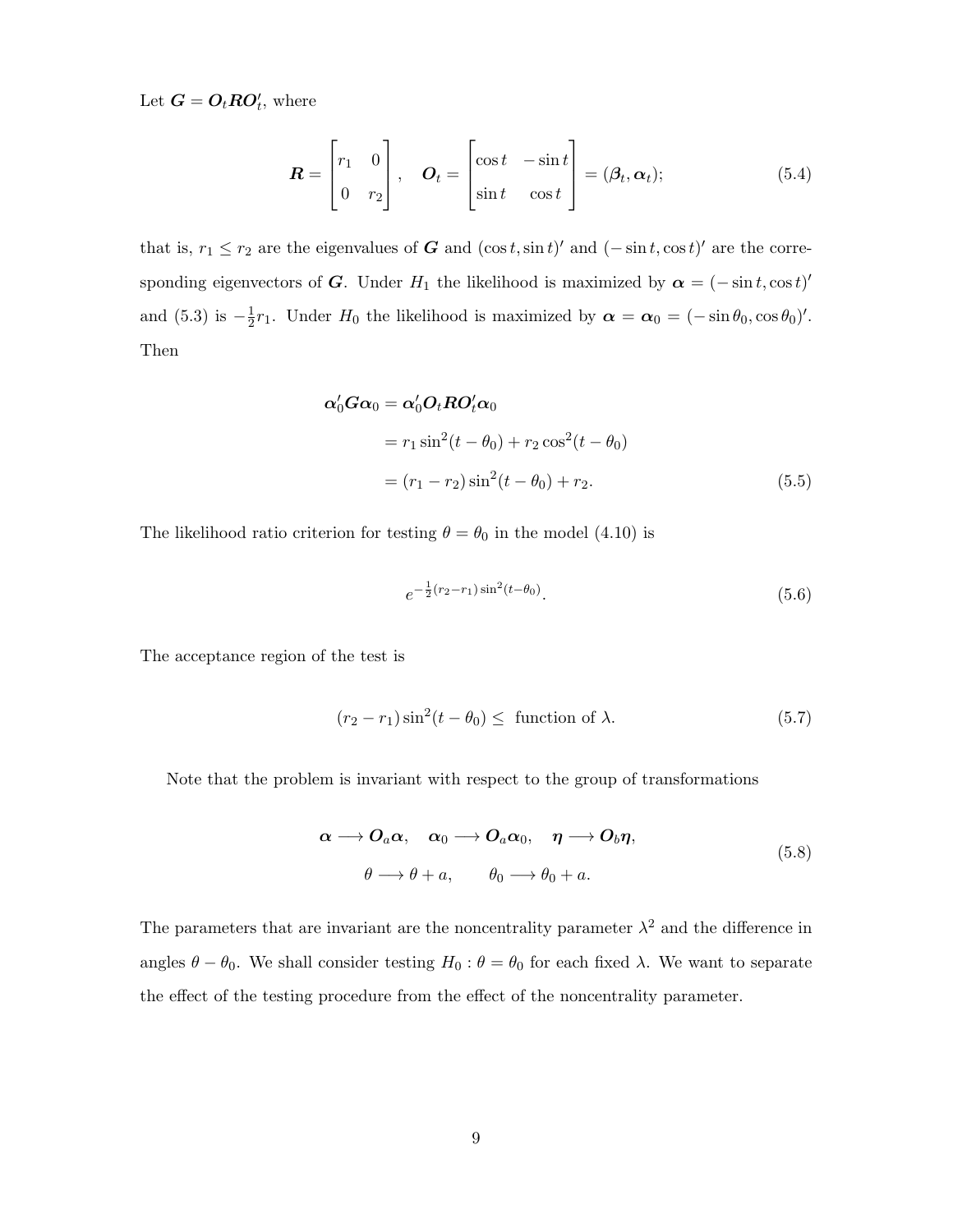Let $\boldsymbol{G} = \boldsymbol{O}_t \boldsymbol{R} \boldsymbol{O}_t'$, where

$$
\boldsymbol{R} = \begin{bmatrix} r_1 & 0 \\ 0 & r_2 \end{bmatrix}, \quad \boldsymbol{O}_t = \begin{bmatrix} \cos t & -\sin t \\ \sin t & \cos t \end{bmatrix} = (\boldsymbol{\beta}_t, \boldsymbol{\alpha}_t); \tag{5.4}
$$

that is, $r_1 \leq r_2$ are the eigenvalues of $\boldsymbol{G}$ and $(\cos t, \sin t)'$ and $(-\sin t, \cos t)'$ are the corresponding eigenvectors of $\boldsymbol{G}$. Under $H_1$ the likelihood is maximized by $\boldsymbol{\alpha} = (-\sin t, \cos t)'$ and (5.3) is $-\frac{1}{2}r_1$. Under $H_0$ the likelihood is maximized by $\boldsymbol{\alpha} = \boldsymbol{\alpha}_0 = (-\sin\theta_0, \cos\theta_0)'$. Then

$$
\begin{aligned}
\boldsymbol{\alpha}_0' \boldsymbol{G} \boldsymbol{\alpha}_0 &= \boldsymbol{\alpha}_0' \boldsymbol{O}_t \boldsymbol{R} \boldsymbol{O}_t' \boldsymbol{\alpha}_0 \\
&= r_1 \sin^2(t - \theta_0) + r_2 \cos^2(t - \theta_0) \\
&= (r_1 - r_2)\sin^2(t - \theta_0) + r_2.
\end{aligned} \tag{5.5}
$$

The likelihood ratio criterion for testing $\theta = \theta_0$ in the model (4.10) is

$$
e^{-\frac{1}{2}(r_2 - r_1)\sin^2(t - \theta_0)}. \tag{5.6}
$$

The acceptance region of the test is

$$
(r_2 - r_1)\sin^2(t - \theta_0) \leq \text{ function of } \lambda. \tag{5.7}
$$

Note that the problem is invariant with respect to the group of transformations

$$
\begin{aligned}
\boldsymbol{\alpha} \longrightarrow \boldsymbol{O}_a \boldsymbol{\alpha}, \quad \boldsymbol{\alpha}_0 &\longrightarrow \boldsymbol{O}_a \boldsymbol{\alpha}_0, \quad \boldsymbol{\eta} \longrightarrow \boldsymbol{O}_b \boldsymbol{\eta}, \\
\theta \longrightarrow \theta + a, \qquad \theta_0 &\longrightarrow \theta_0 + a.
\end{aligned} \tag{5.8}
$$

The parameters that are invariant are the noncentrality parameter $\lambda^2$ and the difference in angles $\theta - \theta_0$. We shall consider testing $H_0 : \theta = \theta_0$ for each fixed $\lambda$. We want to separate the effect of the testing procedure from the effect of the noncentrality parameter.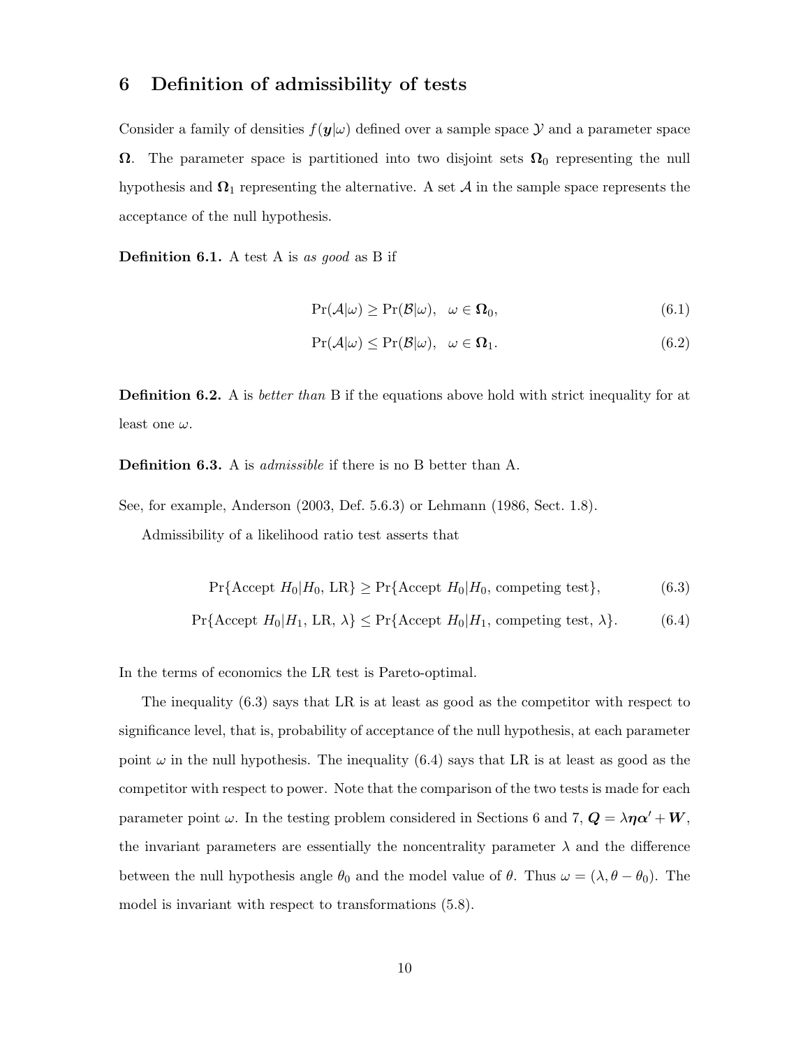## 6 Definition of admissibility of tests

Consider a family of densities $f(\boldsymbol{y}|\omega)$ defined over a sample space $\mathcal{Y}$ and a parameter space $\boldsymbol{\Omega}$. The parameter space is partitioned into two disjoint sets $\boldsymbol{\Omega}_0$ representing the null hypothesis and $\boldsymbol{\Omega}_1$ representing the alternative. A set $\mathcal{A}$ in the sample space represents the acceptance of the null hypothesis.

**Definition 6.1.** A test A is *as good* as B if

$$\Pr(\mathcal{A}|\omega) \geq \Pr(\mathcal{B}|\omega), \quad \omega \in \boldsymbol{\Omega}_0, \tag{6.1}$$

$$\Pr(\mathcal{A}|\omega) \leq \Pr(\mathcal{B}|\omega), \quad \omega \in \boldsymbol{\Omega}_1. \tag{6.2}$$

**Definition 6.2.** A is *better than* B if the equations above hold with strict inequality for at least one $\omega$.

**Definition 6.3.** A is *admissible* if there is no B better than A.

See, for example, Anderson (2003, Def. 5.6.3) or Lehmann (1986, Sect. 1.8).

Admissibility of a likelihood ratio test asserts that

$$\Pr\{\text{Accept } H_0 | H_0, \text{LR}\} \geq \Pr\{\text{Accept } H_0 | H_0, \text{competing test}\}, \tag{6.3}$$

$$\Pr\{\text{Accept } H_0 | H_1, \text{LR}, \lambda\} \leq \Pr\{\text{Accept } H_0 | H_1, \text{competing test}, \lambda\}. \tag{6.4}$$

In the terms of economics the LR test is Pareto-optimal.

The inequality (6.3) says that LR is at least as good as the competitor with respect to significance level, that is, probability of acceptance of the null hypothesis, at each parameter point $\omega$ in the null hypothesis. The inequality (6.4) says that LR is at least as good as the competitor with respect to power. Note that the comparison of the two tests is made for each parameter point $\omega$. In the testing problem considered in Sections 6 and 7, $\boldsymbol{Q} = \lambda \boldsymbol{\eta} \boldsymbol{\alpha}' + \boldsymbol{W}$, the invariant parameters are essentially the noncentrality parameter $\lambda$ and the difference between the null hypothesis angle $\theta_0$ and the model value of $\theta$. Thus $\omega = (\lambda, \theta - \theta_0)$. The model is invariant with respect to transformations (5.8).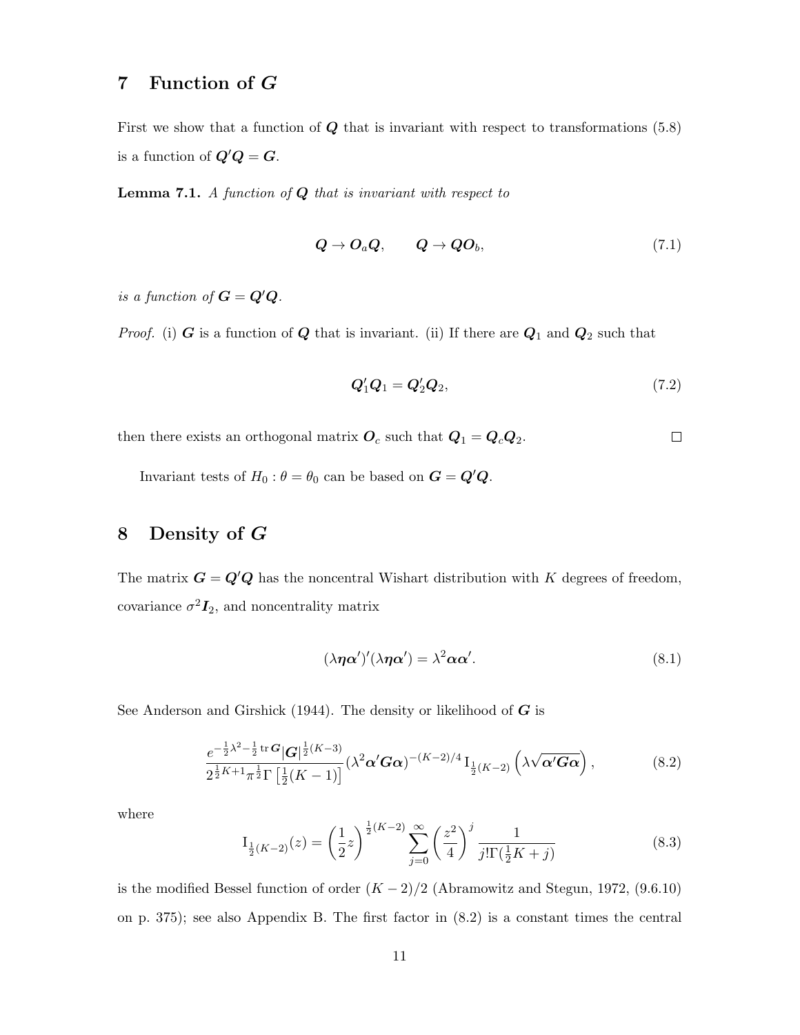## 7 Function of $\boldsymbol{G}$

First we show that a function of $\boldsymbol{Q}$ that is invariant with respect to transformations (5.8) is a function of $\boldsymbol{Q}'\boldsymbol{Q} = \boldsymbol{G}$.

**Lemma 7.1.** *A function of $\boldsymbol{Q}$ that is invariant with respect to*

$$\boldsymbol{Q} \to \boldsymbol{O}_a \boldsymbol{Q}, \qquad \boldsymbol{Q} \to \boldsymbol{Q}\boldsymbol{O}_b, \tag{7.1}$$

*is a function of $\boldsymbol{G} = \boldsymbol{Q}'\boldsymbol{Q}$.*

*Proof.* (i) $\boldsymbol{G}$ is a function of $\boldsymbol{Q}$ that is invariant. (ii) If there are $\boldsymbol{Q}_1$ and $\boldsymbol{Q}_2$ such that

$$\boldsymbol{Q}_1'\boldsymbol{Q}_1 = \boldsymbol{Q}_2'\boldsymbol{Q}_2, \tag{7.2}$$

then there exists an orthogonal matrix $\boldsymbol{O}_c$ such that $\boldsymbol{Q}_1 = \boldsymbol{Q}_c\boldsymbol{Q}_2$. □

Invariant tests of $H_0 : \theta = \theta_0$ can be based on $\boldsymbol{G} = \boldsymbol{Q}'\boldsymbol{Q}$.

## 8 Density of $\boldsymbol{G}$

The matrix $\boldsymbol{G} = \boldsymbol{Q}'\boldsymbol{Q}$ has the noncentral Wishart distribution with $K$ degrees of freedom, covariance $\sigma^2 \boldsymbol{I}_2$, and noncentrality matrix

$$(\lambda \boldsymbol{\eta}\boldsymbol{\alpha}')'(\lambda \boldsymbol{\eta}\boldsymbol{\alpha}') = \lambda^2 \boldsymbol{\alpha}\boldsymbol{\alpha}'. \tag{8.1}$$

See Anderson and Girshick (1944). The density or likelihood of $\boldsymbol{G}$ is

$$\frac{e^{-\frac{1}{2}\lambda^2 - \frac{1}{2}\operatorname{tr}\boldsymbol{G}} |\boldsymbol{G}|^{\frac{1}{2}(K-3)}}{2^{\frac{1}{2}K+1}\pi^{\frac{1}{2}}\Gamma\left[\frac{1}{2}(K-1)\right]} (\lambda^2 \boldsymbol{\alpha}'\boldsymbol{G}\boldsymbol{\alpha})^{-(K-2)/4} \mathrm{I}_{\frac{1}{2}(K-2)}\left(\lambda\sqrt{\boldsymbol{\alpha}'\boldsymbol{G}\boldsymbol{\alpha}}\right), \tag{8.2}$$

where

$$\mathrm{I}_{\frac{1}{2}(K-2)}(z) = \left(\frac{1}{2}z\right)^{\frac{1}{2}(K-2)} \sum_{j=0}^{\infty} \left(\frac{z^2}{4}\right)^j \frac{1}{j!\Gamma(\frac{1}{2}K + j)} \tag{8.3}$$

is the modified Bessel function of order $(K-2)/2$ (Abramowitz and Stegun, 1972, (9.6.10) on p. 375); see also Appendix B. The first factor in (8.2) is a constant times the central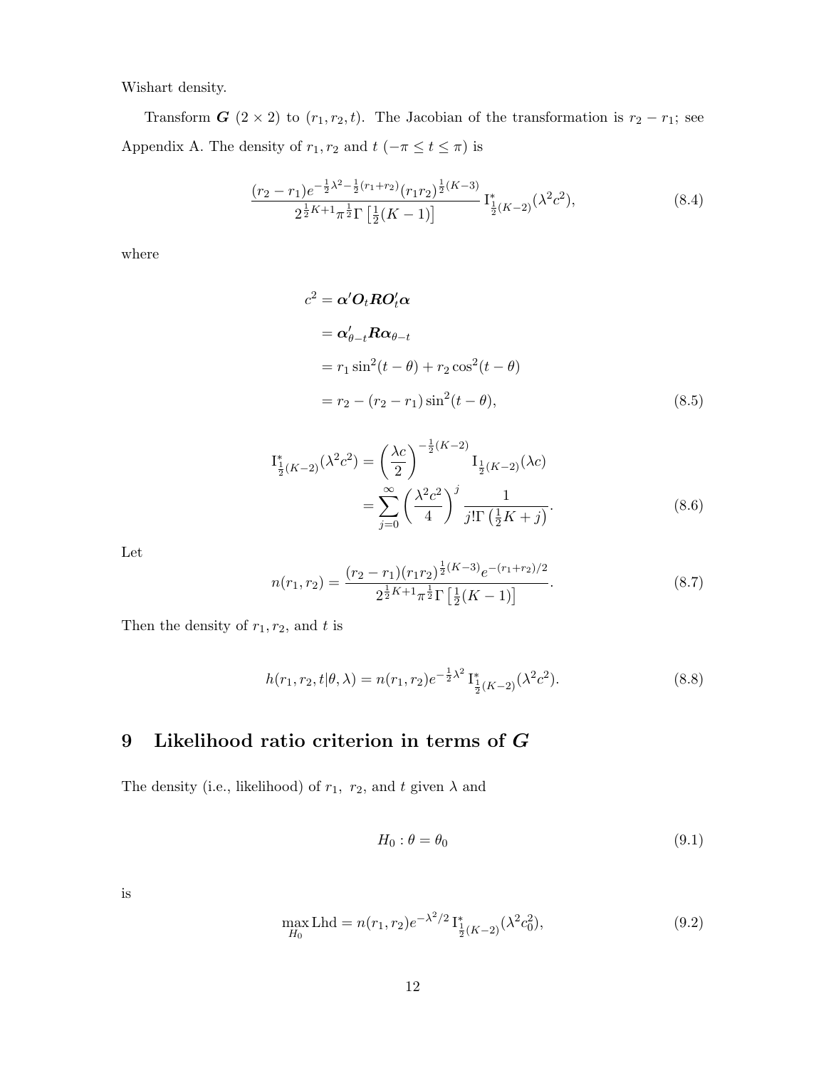Wishart density.

Transform $\boldsymbol{G}$ $(2 \times 2)$ to $(r_1, r_2, t)$. The Jacobian of the transformation is $r_2 - r_1$; see Appendix A. The density of $r_1, r_2$ and $t$ $(-\pi \leq t \leq \pi)$ is

$$\frac{(r_2 - r_1)e^{-\frac{1}{2}\lambda^2 - \frac{1}{2}(r_1+r_2)}(r_1 r_2)^{\frac{1}{2}(K-3)}}{2^{\frac{1}{2}K+1}\pi^{\frac{1}{2}}\Gamma\left[\frac{1}{2}(K-1)\right]} \, \mathrm{I}^*_{\frac{1}{2}(K-2)}(\lambda^2 c^2), \tag{8.4}$$

where

$$\begin{aligned} c^2 &= \boldsymbol{\alpha}'\boldsymbol{O}_t\boldsymbol{R}\boldsymbol{O}_t'\boldsymbol{\alpha} \\ &= \boldsymbol{\alpha}_{\theta-t}'\boldsymbol{R}\boldsymbol{\alpha}_{\theta-t} \\ &= r_1\sin^2(t-\theta) + r_2\cos^2(t-\theta) \\ &= r_2 - (r_2 - r_1)\sin^2(t-\theta), \end{aligned} \tag{8.5}$$

$$\begin{aligned} \mathrm{I}^*_{\frac{1}{2}(K-2)}(\lambda^2 c^2) &= \left(\frac{\lambda c}{2}\right)^{-\frac{1}{2}(K-2)} \mathrm{I}_{\frac{1}{2}(K-2)}(\lambda c) \\ &= \sum_{j=0}^{\infty}\left(\frac{\lambda^2 c^2}{4}\right)^j \frac{1}{j!\,\Gamma\left(\frac{1}{2}K + j\right)}. \end{aligned} \tag{8.6}$$

Let

$$n(r_1, r_2) = \frac{(r_2 - r_1)(r_1 r_2)^{\frac{1}{2}(K-3)}e^{-(r_1+r_2)/2}}{2^{\frac{1}{2}K+1}\pi^{\frac{1}{2}}\Gamma\left[\frac{1}{2}(K-1)\right]}. \tag{8.7}$$

Then the density of $r_1, r_2$, and $t$ is

$$h(r_1, r_2, t|\theta, \lambda) = n(r_1, r_2)e^{-\frac{1}{2}\lambda^2}\,\mathrm{I}^*_{\frac{1}{2}(K-2)}(\lambda^2 c^2). \tag{8.8}$$

# 9 Likelihood ratio criterion in terms of $\boldsymbol{G}$

The density (i.e., likelihood) of $r_1,\ r_2$, and $t$ given $\lambda$ and

$$H_0 : \theta = \theta_0 \tag{9.1}$$

is

$$\max_{H_0} \mathrm{Lhd} = n(r_1, r_2)e^{-\lambda^2/2}\,\mathrm{I}^*_{\frac{1}{2}(K-2)}(\lambda^2 c_0^2), \tag{9.2}$$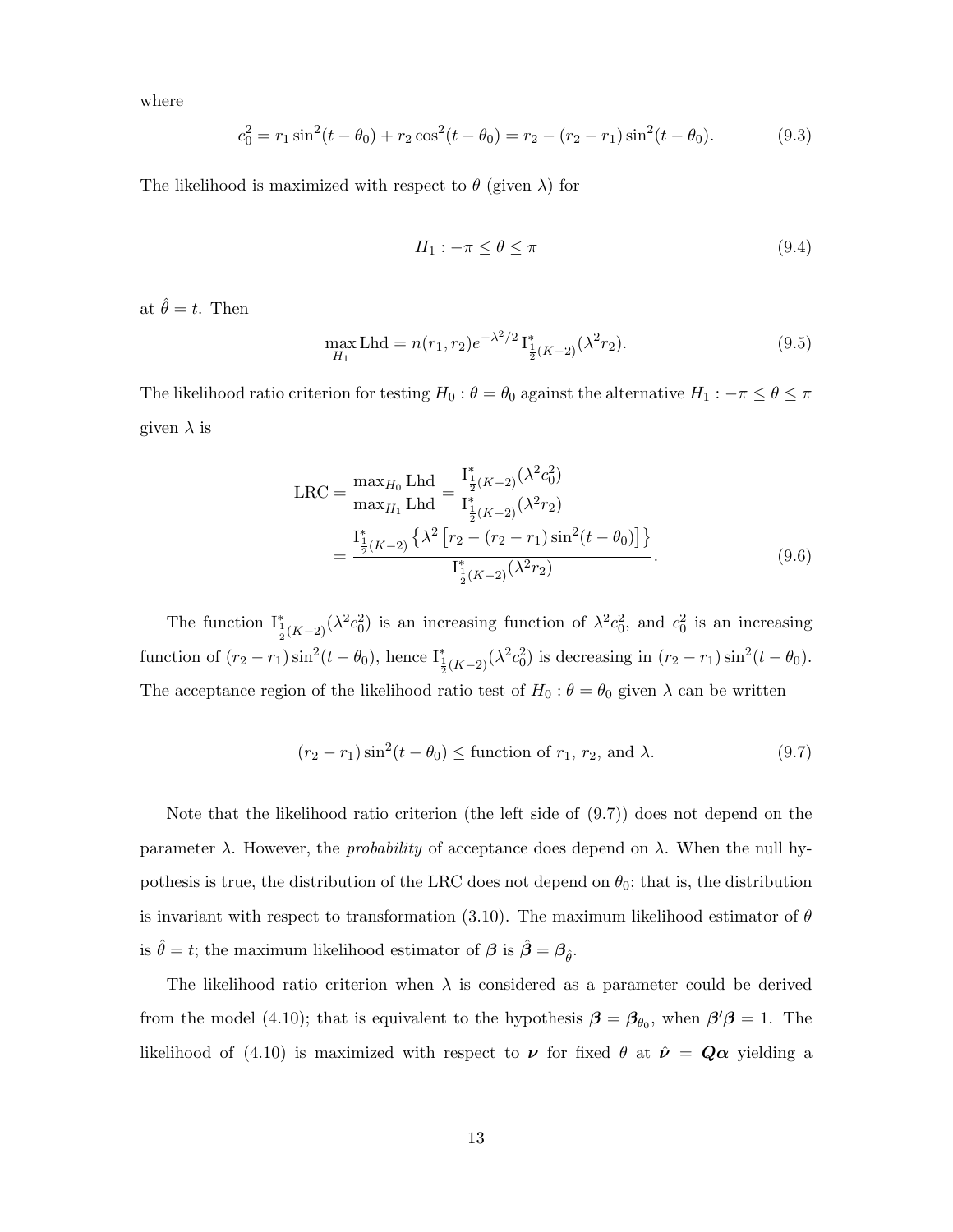where

$$c_0^2 = r_1 \sin^2(t - \theta_0) + r_2 \cos^2(t - \theta_0) = r_2 - (r_2 - r_1)\sin^2(t - \theta_0). \tag{9.3}$$

The likelihood is maximized with respect to $\theta$ (given $\lambda$) for

$$H_1 : -\pi \leq \theta \leq \pi \tag{9.4}$$

at $\hat{\theta} = t$. Then

$$\max_{H_1} \text{Lhd} = n(r_1, r_2) e^{-\lambda^2/2} \, \text{I}^*_{\frac{1}{2}(K-2)}(\lambda^2 r_2). \tag{9.5}$$

The likelihood ratio criterion for testing $H_0 : \theta = \theta_0$ against the alternative $H_1 : -\pi \leq \theta \leq \pi$ given $\lambda$ is

$$\begin{aligned}
\text{LRC} = \frac{\max_{H_0} \text{Lhd}}{\max_{H_1} \text{Lhd}} &= \frac{\text{I}^*_{\frac{1}{2}(K-2)}(\lambda^2 c_0^2)}{\text{I}^*_{\frac{1}{2}(K-2)}(\lambda^2 r_2)} \\
&= \frac{\text{I}^*_{\frac{1}{2}(K-2)}\left\{\lambda^2 \left[r_2 - (r_2 - r_1)\sin^2(t - \theta_0)\right]\right\}}{\text{I}^*_{\frac{1}{2}(K-2)}(\lambda^2 r_2)}.
\end{aligned} \tag{9.6}$$

The function $\text{I}^*_{\frac{1}{2}(K-2)}(\lambda^2 c_0^2)$ is an increasing function of $\lambda^2 c_0^2$, and $c_0^2$ is an increasing function of $(r_2 - r_1)\sin^2(t - \theta_0)$, hence $\text{I}^*_{\frac{1}{2}(K-2)}(\lambda^2 c_0^2)$ is decreasing in $(r_2 - r_1)\sin^2(t - \theta_0)$. The acceptance region of the likelihood ratio test of $H_0 : \theta = \theta_0$ given $\lambda$ can be written

$$(r_2 - r_1)\sin^2(t - \theta_0) \leq \text{function of } r_1,\ r_2, \text{ and } \lambda. \tag{9.7}$$

Note that the likelihood ratio criterion (the left side of (9.7)) does not depend on the parameter $\lambda$. However, the *probability* of acceptance does depend on $\lambda$. When the null hypothesis is true, the distribution of the LRC does not depend on $\theta_0$; that is, the distribution is invariant with respect to transformation (3.10). The maximum likelihood estimator of $\theta$ is $\hat{\theta} = t$; the maximum likelihood estimator of $\boldsymbol{\beta}$ is $\hat{\boldsymbol{\beta}} = \boldsymbol{\beta}_{\hat{\theta}}$.

The likelihood ratio criterion when $\lambda$ is considered as a parameter could be derived from the model (4.10); that is equivalent to the hypothesis $\boldsymbol{\beta} = \boldsymbol{\beta}_{\theta_0}$, when $\boldsymbol{\beta}'\boldsymbol{\beta} = 1$. The likelihood of (4.10) is maximized with respect to $\boldsymbol{\nu}$ for fixed $\theta$ at $\hat{\boldsymbol{\nu}} = \boldsymbol{Q}\boldsymbol{\alpha}$ yielding a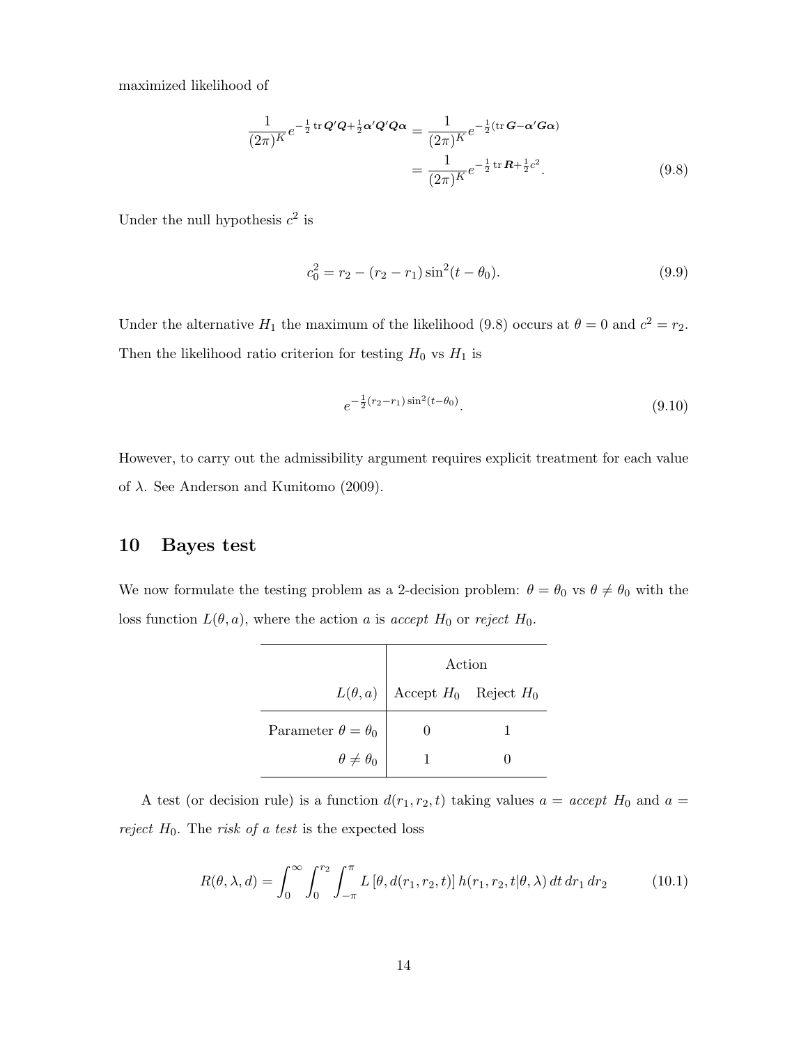maximized likelihood of

$$\frac{1}{(2\pi)^K} e^{-\frac{1}{2}\operatorname{tr}\boldsymbol{Q}'\boldsymbol{Q}+\frac{1}{2}\boldsymbol{\alpha}'\boldsymbol{Q}'\boldsymbol{Q}\boldsymbol{\alpha}} = \frac{1}{(2\pi)^K} e^{-\frac{1}{2}(\operatorname{tr}\boldsymbol{G}-\boldsymbol{\alpha}'\boldsymbol{G}\boldsymbol{\alpha})}$$
$$= \frac{1}{(2\pi)^K} e^{-\frac{1}{2}\operatorname{tr}\boldsymbol{R}+\frac{1}{2}c^2}. \tag{9.8}$$

Under the null hypothesis $c^2$ is

$$c_0^2 = r_2 - (r_2 - r_1)\sin^2(t - \theta_0). \tag{9.9}$$

Under the alternative $H_1$ the maximum of the likelihood (9.8) occurs at $\theta = 0$ and $c^2 = r_2$. Then the likelihood ratio criterion for testing $H_0$ vs $H_1$ is

$$e^{-\frac{1}{2}(r_2-r_1)\sin^2(t-\theta_0)}. \tag{9.10}$$

However, to carry out the admissibility argument requires explicit treatment for each value of $\lambda$. See Anderson and Kunitomo (2009).

## 10 Bayes test

We now formulate the testing problem as a 2-decision problem: $\theta = \theta_0$ vs $\theta \neq \theta_0$ with the loss function $L(\theta, a)$, where the action $a$ is *accept* $H_0$ or *reject* $H_0$.

| | Action | |
|---|---|---|
| $L(\theta, a)$ | Accept $H_0$ | Reject $H_0$ |
| Parameter $\theta = \theta_0$ | 0 | 1 |
| $\theta \neq \theta_0$ | 1 | 0 |

A test (or decision rule) is a function $d(r_1, r_2, t)$ taking values $a =$ *accept* $H_0$ and $a =$ *reject* $H_0$. The *risk of a test* is the expected loss

$$R(\theta, \lambda, d) = \int_0^\infty \int_0^{r_2} \int_{-\pi}^{\pi} L\left[\theta, d(r_1, r_2, t)\right] h(r_1, r_2, t|\theta, \lambda)\, dt\, dr_1\, dr_2 \tag{10.1}$$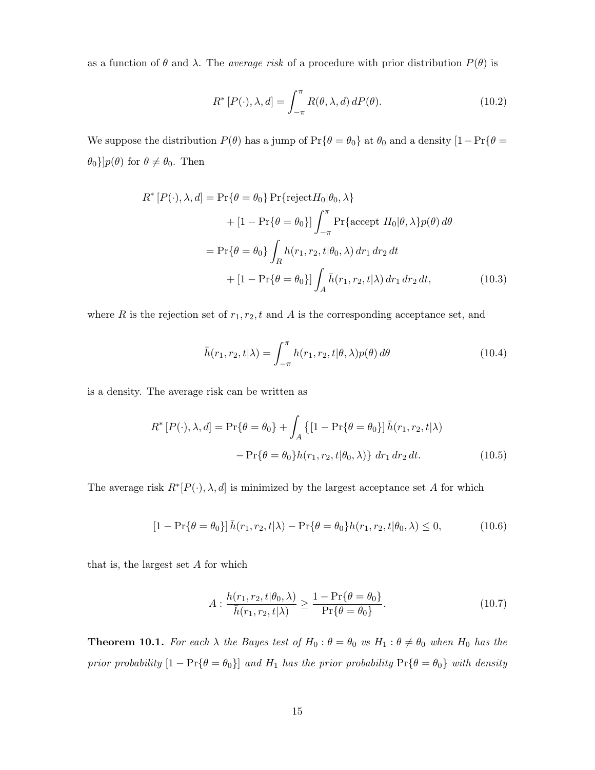as a function of $\theta$ and $\lambda$. The *average risk* of a procedure with prior distribution $P(\theta)$ is

$$R^*\left[P(\cdot), \lambda, d\right] = \int_{-\pi}^{\pi} R(\theta, \lambda, d)\, dP(\theta). \tag{10.2}$$

We suppose the distribution $P(\theta)$ has a jump of $\Pr\{\theta = \theta_0\}$ at $\theta_0$ and a density $[1 - \Pr\{\theta = \theta_0\}]p(\theta)$ for $\theta \neq \theta_0$. Then

$$\begin{aligned}
R^*\left[P(\cdot), \lambda, d\right] &= \Pr\{\theta = \theta_0\} \Pr\{\text{reject} H_0 | \theta_0, \lambda\} \\
&\qquad + [1 - \Pr\{\theta = \theta_0\}] \int_{-\pi}^{\pi} \Pr\{\text{accept } H_0 | \theta, \lambda\} p(\theta)\, d\theta \\
&= \Pr\{\theta = \theta_0\} \int_R h(r_1, r_2, t | \theta_0, \lambda)\, dr_1\, dr_2\, dt \\
&\qquad + [1 - \Pr\{\theta = \theta_0\}] \int_A \bar{h}(r_1, r_2, t | \lambda)\, dr_1\, dr_2\, dt,
\end{aligned} \tag{10.3}$$

where $R$ is the rejection set of $r_1, r_2, t$ and $A$ is the corresponding acceptance set, and

$$\bar{h}(r_1, r_2, t | \lambda) = \int_{-\pi}^{\pi} h(r_1, r_2, t | \theta, \lambda) p(\theta)\, d\theta \tag{10.4}$$

is a density. The average risk can be written as

$$\begin{aligned}
R^*\left[P(\cdot), \lambda, d\right] = \Pr\{\theta = \theta_0\} + \int_A \big\{ &[1 - \Pr\{\theta = \theta_0\}]\, \bar{h}(r_1, r_2, t | \lambda) \\
&- \Pr\{\theta = \theta_0\} h(r_1, r_2, t | \theta_0, \lambda) \big\}\, dr_1\, dr_2\, dt.
\end{aligned} \tag{10.5}$$

The average risk $R^*[P(\cdot), \lambda, d]$ is minimized by the largest acceptance set $A$ for which

$$[1 - \Pr\{\theta = \theta_0\}]\, \bar{h}(r_1, r_2, t | \lambda) - \Pr\{\theta = \theta_0\} h(r_1, r_2, t | \theta_0, \lambda) \leq 0, \tag{10.6}$$

that is, the largest set $A$ for which

$$A : \frac{h(r_1, r_2, t | \theta_0, \lambda)}{\bar{h}(r_1, r_2, t | \lambda)} \geq \frac{1 - \Pr\{\theta = \theta_0\}}{\Pr\{\theta = \theta_0\}}. \tag{10.7}$$

**Theorem 10.1.** *For each $\lambda$ the Bayes test of $H_0 : \theta = \theta_0$ vs $H_1 : \theta \neq \theta_0$ when $H_0$ has the prior probability $[1 - \Pr\{\theta = \theta_0\}]$ and $H_1$ has the prior probability $\Pr\{\theta = \theta_0\}$ with density*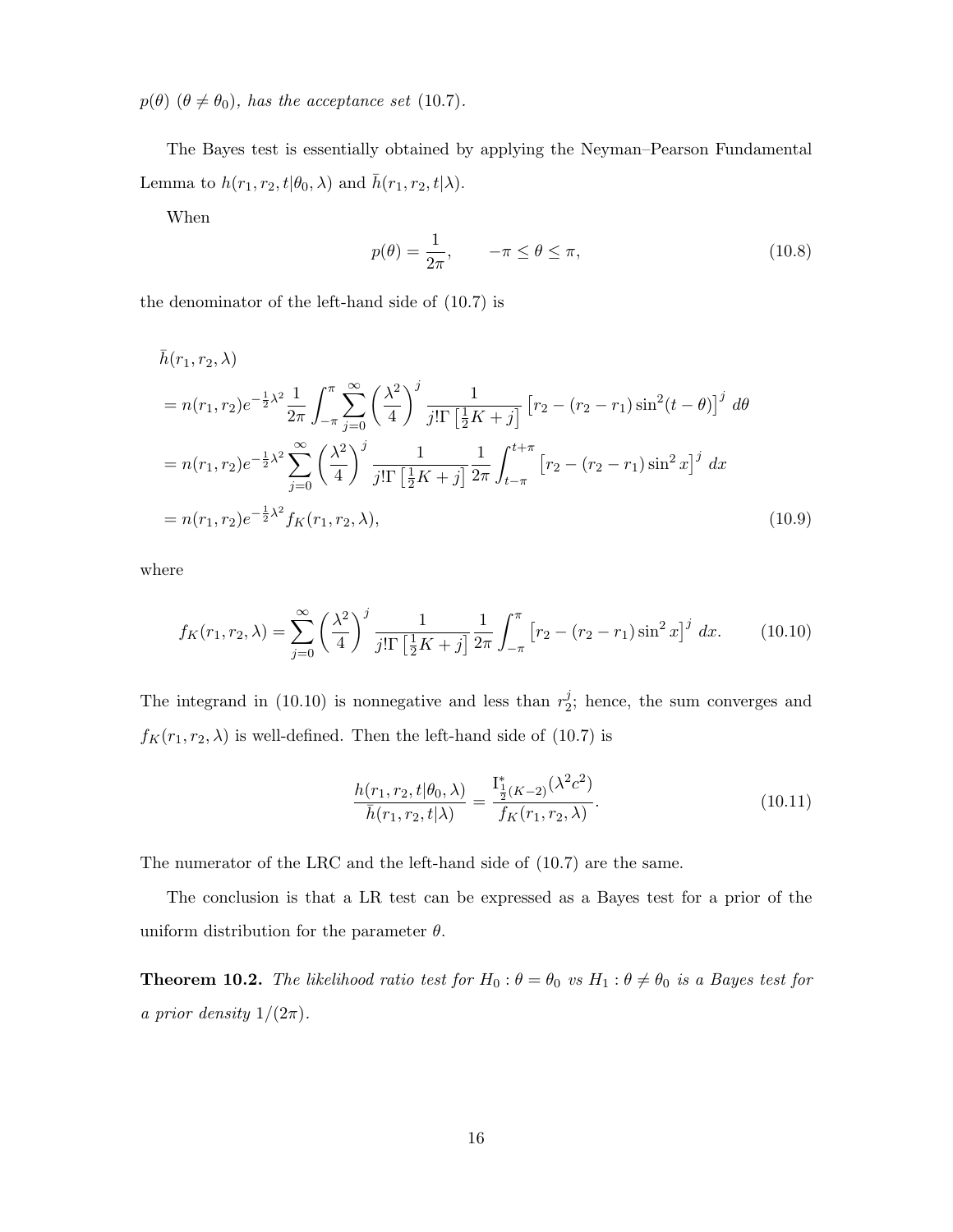*$p(\theta)$ ($\theta \neq \theta_0$), has the acceptance set (10.7).*

The Bayes test is essentially obtained by applying the Neyman–Pearson Fundamental Lemma to $h(r_1, r_2, t|\theta_0, \lambda)$ and $\bar{h}(r_1, r_2, t|\lambda)$.

When

$$p(\theta) = \frac{1}{2\pi}, \qquad -\pi \leq \theta \leq \pi, \tag{10.8}$$

the denominator of the left-hand side of (10.7) is

$$\begin{aligned}
&\bar{h}(r_1, r_2, \lambda) \\
&= n(r_1, r_2) e^{-\frac{1}{2}\lambda^2} \frac{1}{2\pi} \int_{-\pi}^{\pi} \sum_{j=0}^{\infty} \left(\frac{\lambda^2}{4}\right)^j \frac{1}{j!\Gamma\left[\frac{1}{2}K + j\right]} \left[r_2 - (r_2 - r_1)\sin^2(t-\theta)\right]^j \, d\theta \\
&= n(r_1, r_2) e^{-\frac{1}{2}\lambda^2} \sum_{j=0}^{\infty} \left(\frac{\lambda^2}{4}\right)^j \frac{1}{j!\Gamma\left[\frac{1}{2}K + j\right]} \frac{1}{2\pi} \int_{t-\pi}^{t+\pi} \left[r_2 - (r_2 - r_1)\sin^2 x\right]^j \, dx \\
&= n(r_1, r_2) e^{-\frac{1}{2}\lambda^2} f_K(r_1, r_2, \lambda),
\end{aligned} \tag{10.9}$$

where

$$f_K(r_1, r_2, \lambda) = \sum_{j=0}^{\infty} \left(\frac{\lambda^2}{4}\right)^j \frac{1}{j!\Gamma\left[\frac{1}{2}K + j\right]} \frac{1}{2\pi} \int_{-\pi}^{\pi} \left[r_2 - (r_2 - r_1)\sin^2 x\right]^j \, dx. \tag{10.10}$$

The integrand in (10.10) is nonnegative and less than $r_2^j$; hence, the sum converges and $f_K(r_1, r_2, \lambda)$ is well-defined. Then the left-hand side of (10.7) is

$$\frac{h(r_1, r_2, t|\theta_0, \lambda)}{\bar{h}(r_1, r_2, t|\lambda)} = \frac{\mathrm{I}^*_{\frac{1}{2}(K-2)}(\lambda^2 c^2)}{f_K(r_1, r_2, \lambda)}. \tag{10.11}$$

The numerator of the LRC and the left-hand side of (10.7) are the same.

The conclusion is that a LR test can be expressed as a Bayes test for a prior of the uniform distribution for the parameter $\theta$.

**Theorem 10.2.** *The likelihood ratio test for $H_0 : \theta = \theta_0$ vs $H_1 : \theta \neq \theta_0$ is a Bayes test for a prior density $1/(2\pi)$.*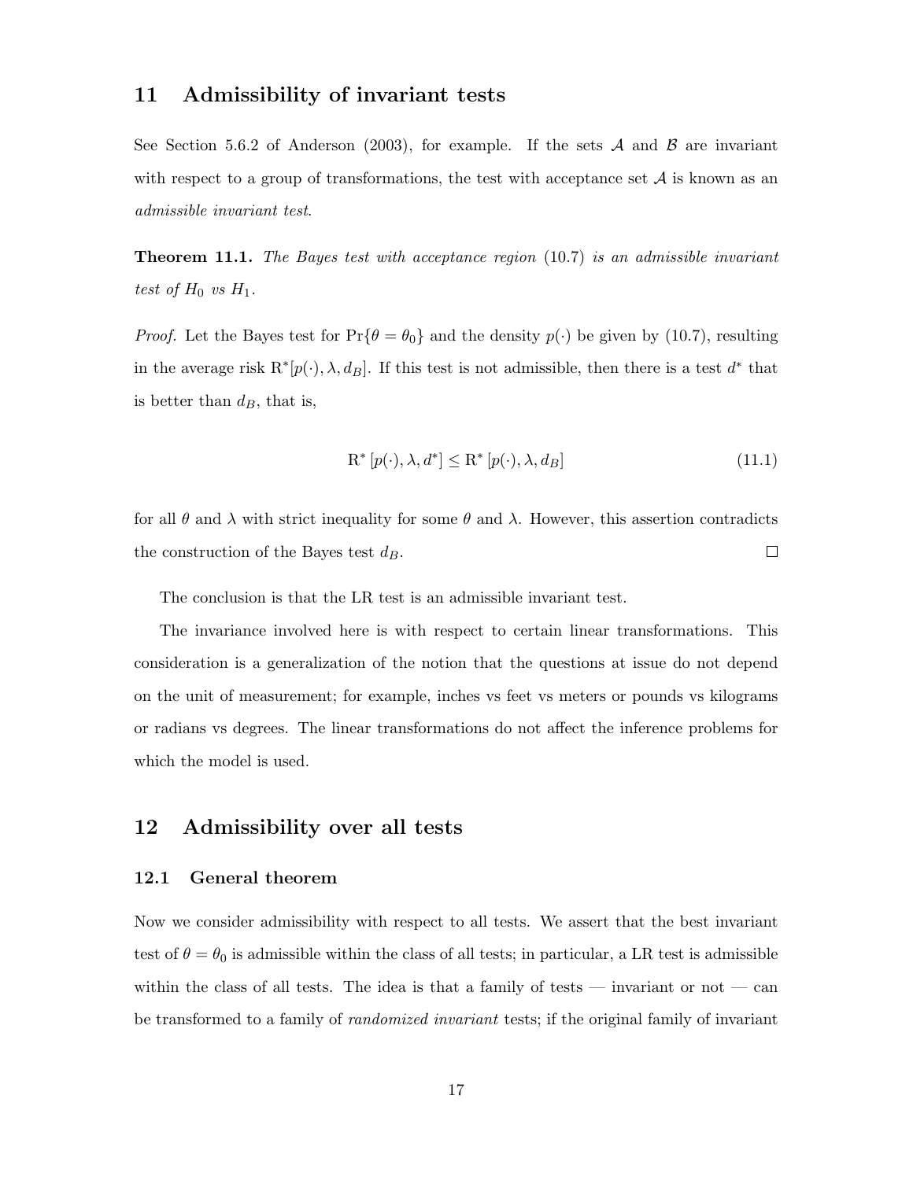## 11 Admissibility of invariant tests

See Section 5.6.2 of Anderson (2003), for example. If the sets $\mathcal{A}$ and $\mathcal{B}$ are invariant with respect to a group of transformations, the test with acceptance set $\mathcal{A}$ is known as an *admissible invariant test*.

**Theorem 11.1.** *The Bayes test with acceptance region* (10.7) *is an admissible invariant test of $H_0$ vs $H_1$.*

*Proof.* Let the Bayes test for $\Pr\{\theta = \theta_0\}$ and the density $p(\cdot)$ be given by (10.7), resulting in the average risk $\mathrm{R}^*[p(\cdot), \lambda, d_B]$. If this test is not admissible, then there is a test $d^*$ that is better than $d_B$, that is,

$$\mathrm{R}^*\left[p(\cdot), \lambda, d^*\right] \leq \mathrm{R}^*\left[p(\cdot), \lambda, d_B\right] \tag{11.1}$$

for all $\theta$ and $\lambda$ with strict inequality for some $\theta$ and $\lambda$. However, this assertion contradicts the construction of the Bayes test $d_B$. $\square$

The conclusion is that the LR test is an admissible invariant test.

The invariance involved here is with respect to certain linear transformations. This consideration is a generalization of the notion that the questions at issue do not depend on the unit of measurement; for example, inches vs feet vs meters or pounds vs kilograms or radians vs degrees. The linear transformations do not affect the inference problems for which the model is used.

## 12 Admissibility over all tests

### 12.1 General theorem

Now we consider admissibility with respect to all tests. We assert that the best invariant test of $\theta = \theta_0$ is admissible within the class of all tests; in particular, a LR test is admissible within the class of all tests. The idea is that a family of tests — invariant or not — can be transformed to a family of *randomized invariant* tests; if the original family of invariant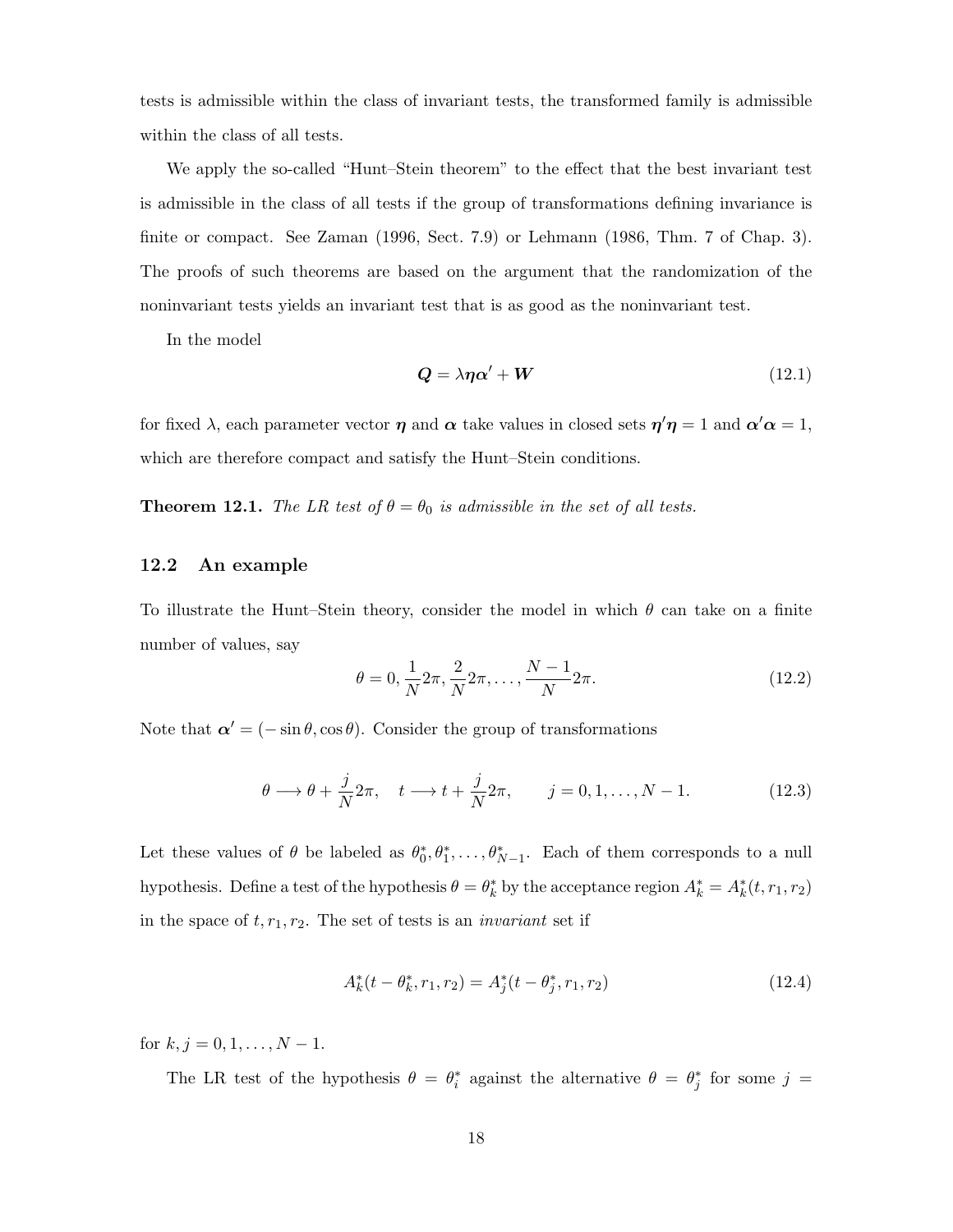tests is admissible within the class of invariant tests, the transformed family is admissible within the class of all tests.

We apply the so-called "Hunt–Stein theorem" to the effect that the best invariant test is admissible in the class of all tests if the group of transformations defining invariance is finite or compact. See Zaman (1996, Sect. 7.9) or Lehmann (1986, Thm. 7 of Chap. 3). The proofs of such theorems are based on the argument that the randomization of the noninvariant tests yields an invariant test that is as good as the noninvariant test.

In the model

$$\boldsymbol{Q} = \lambda \boldsymbol{\eta} \boldsymbol{\alpha}' + \boldsymbol{W} \tag{12.1}$$

for fixed $\lambda$, each parameter vector $\boldsymbol{\eta}$ and $\boldsymbol{\alpha}$ take values in closed sets $\boldsymbol{\eta}'\boldsymbol{\eta} = 1$ and $\boldsymbol{\alpha}'\boldsymbol{\alpha} = 1$, which are therefore compact and satisfy the Hunt–Stein conditions.

**Theorem 12.1.** *The LR test of $\theta = \theta_0$ is admissible in the set of all tests.*

## 12.2 An example

To illustrate the Hunt–Stein theory, consider the model in which $\theta$ can take on a finite number of values, say

$$\theta = 0, \frac{1}{N}2\pi, \frac{2}{N}2\pi, \ldots, \frac{N-1}{N}2\pi. \tag{12.2}$$

Note that $\boldsymbol{\alpha}' = (-\sin\theta, \cos\theta)$. Consider the group of transformations

$$\theta \longrightarrow \theta + \frac{j}{N}2\pi, \quad t \longrightarrow t + \frac{j}{N}2\pi, \qquad j = 0, 1, \ldots, N-1. \tag{12.3}$$

Let these values of $\theta$ be labeled as $\theta_0^*, \theta_1^*, \ldots, \theta_{N-1}^*$. Each of them corresponds to a null hypothesis. Define a test of the hypothesis $\theta = \theta_k^*$ by the acceptance region $A_k^* = A_k^*(t, r_1, r_2)$ in the space of $t, r_1, r_2$. The set of tests is an *invariant* set if

$$A_k^*(t - \theta_k^*, r_1, r_2) = A_j^*(t - \theta_j^*, r_1, r_2) \tag{12.4}$$

for $k, j = 0, 1, \ldots, N-1$.

The LR test of the hypothesis $\theta = \theta_i^*$ against the alternative $\theta = \theta_j^*$ for some $j =$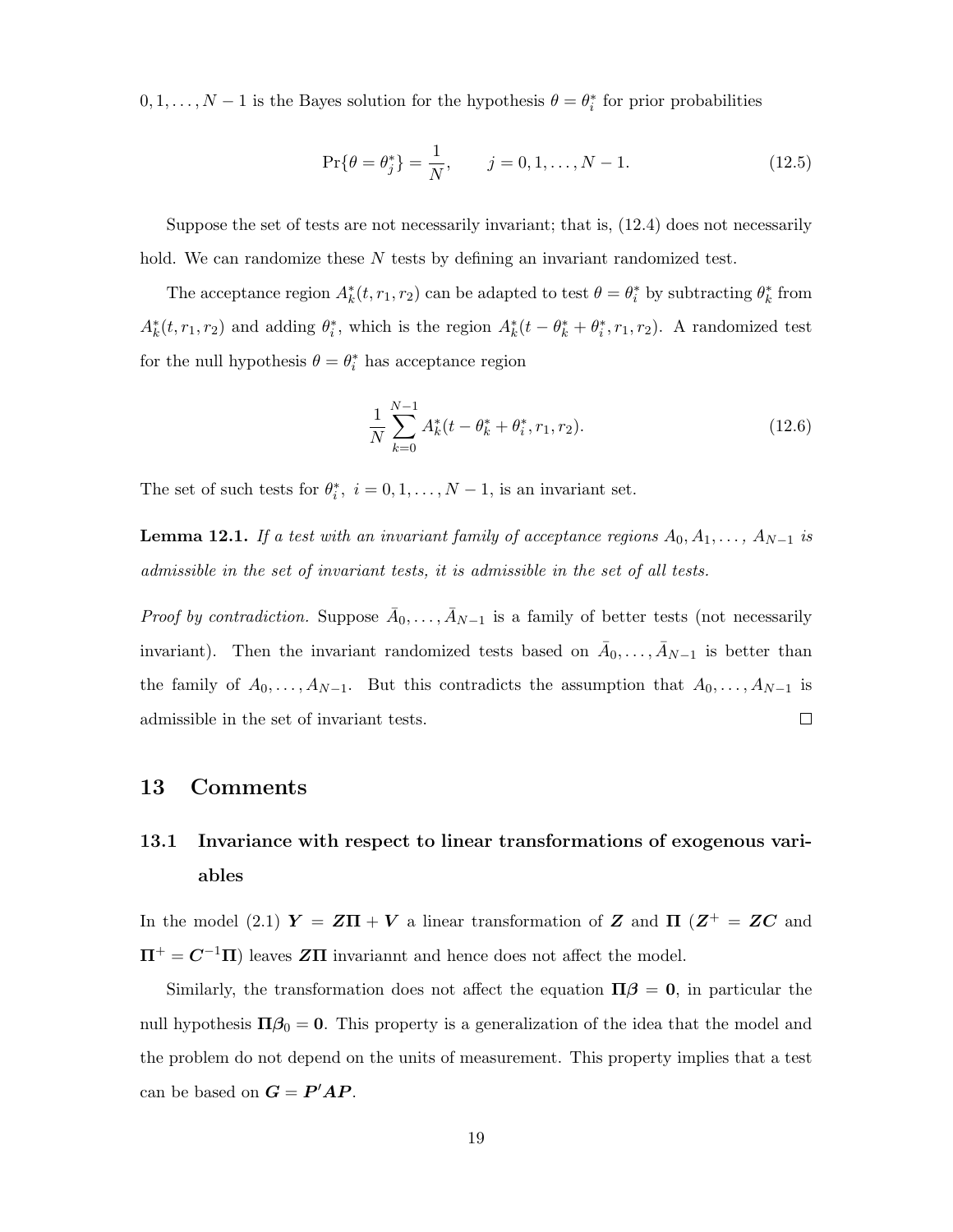$0, 1, \ldots, N-1$ is the Bayes solution for the hypothesis $\theta = \theta_i^*$ for prior probabilities

$$\Pr\{\theta = \theta_j^*\} = \frac{1}{N}, \qquad j = 0, 1, \ldots, N-1. \tag{12.5}$$

Suppose the set of tests are not necessarily invariant; that is, (12.4) does not necessarily hold. We can randomize these $N$ tests by defining an invariant randomized test.

The acceptance region $A_k^*(t, r_1, r_2)$ can be adapted to test $\theta = \theta_i^*$ by subtracting $\theta_k^*$ from $A_k^*(t, r_1, r_2)$ and adding $\theta_i^*$, which is the region $A_k^*(t - \theta_k^* + \theta_i^*, r_1, r_2)$. A randomized test for the null hypothesis $\theta = \theta_i^*$ has acceptance region

$$\frac{1}{N} \sum_{k=0}^{N-1} A_k^*(t - \theta_k^* + \theta_i^*, r_1, r_2). \tag{12.6}$$

The set of such tests for $\theta_i^*,\ i = 0, 1, \ldots, N-1$, is an invariant set.

**Lemma 12.1.** *If a test with an invariant family of acceptance regions $A_0, A_1, \ldots, A_{N-1}$ is admissible in the set of invariant tests, it is admissible in the set of all tests.*

*Proof by contradiction.* Suppose $\bar{A}_0, \ldots, \bar{A}_{N-1}$ is a family of better tests (not necessarily invariant). Then the invariant randomized tests based on $\bar{A}_0, \ldots, \bar{A}_{N-1}$ is better than the family of $A_0, \ldots, A_{N-1}$. But this contradicts the assumption that $A_0, \ldots, A_{N-1}$ is admissible in the set of invariant tests. □

# 13 Comments

## 13.1 Invariance with respect to linear transformations of exogenous variables

In the model (2.1) $\boldsymbol{Y} = \boldsymbol{Z\Pi} + \boldsymbol{V}$ a linear transformation of $\boldsymbol{Z}$ and $\boldsymbol{\Pi}$ ($\boldsymbol{Z}^+ = \boldsymbol{ZC}$ and $\boldsymbol{\Pi}^+ = \boldsymbol{C}^{-1}\boldsymbol{\Pi}$) leaves $\boldsymbol{Z\Pi}$ invariannt and hence does not affect the model.

Similarly, the transformation does not affect the equation $\boldsymbol{\Pi\beta} = \boldsymbol{0}$, in particular the null hypothesis $\boldsymbol{\Pi\beta}_0 = \boldsymbol{0}$. This property is a generalization of the idea that the model and the problem do not depend on the units of measurement. This property implies that a test can be based on $\boldsymbol{G} = \boldsymbol{P}'\boldsymbol{AP}$.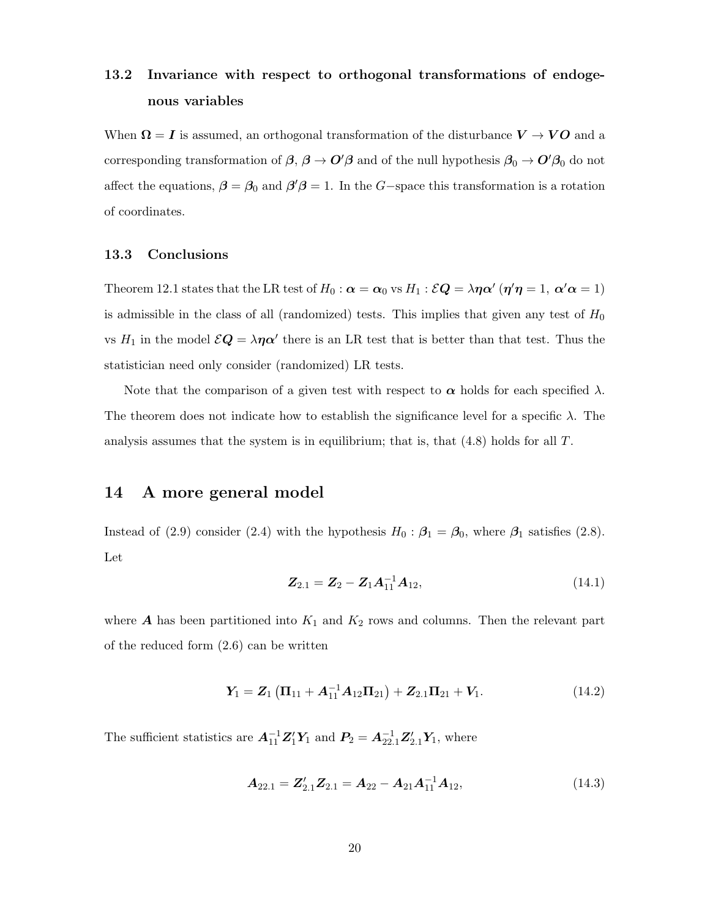### 13.2 Invariance with respect to orthogonal transformations of endogenous variables

When $\boldsymbol{\Omega} = \boldsymbol{I}$ is assumed, an orthogonal transformation of the disturbance $\boldsymbol{V} \to \boldsymbol{V}\boldsymbol{O}$ and a corresponding transformation of $\boldsymbol{\beta}$, $\boldsymbol{\beta} \to \boldsymbol{O}'\boldsymbol{\beta}$ and of the null hypothesis $\boldsymbol{\beta}_0 \to \boldsymbol{O}'\boldsymbol{\beta}_0$ do not affect the equations, $\boldsymbol{\beta} = \boldsymbol{\beta}_0$ and $\boldsymbol{\beta}'\boldsymbol{\beta} = 1$. In the $G-$space this transformation is a rotation of coordinates.

### 13.3 Conclusions

Theorem 12.1 states that the LR test of $H_0 : \boldsymbol{\alpha} = \boldsymbol{\alpha}_0$ vs $H_1 : \mathcal{E}\boldsymbol{Q} = \lambda\boldsymbol{\eta}\boldsymbol{\alpha}'$ ($\boldsymbol{\eta}'\boldsymbol{\eta} = 1,\ \boldsymbol{\alpha}'\boldsymbol{\alpha} = 1$) is admissible in the class of all (randomized) tests. This implies that given any test of $H_0$ vs $H_1$ in the model $\mathcal{E}\boldsymbol{Q} = \lambda\boldsymbol{\eta}\boldsymbol{\alpha}'$ there is an LR test that is better than that test. Thus the statistician need only consider (randomized) LR tests.

Note that the comparison of a given test with respect to $\boldsymbol{\alpha}$ holds for each specified $\lambda$. The theorem does not indicate how to establish the significance level for a specific $\lambda$. The analysis assumes that the system is in equilibrium; that is, that (4.8) holds for all $T$.

## 14 A more general model

Instead of (2.9) consider (2.4) with the hypothesis $H_0 : \boldsymbol{\beta}_1 = \boldsymbol{\beta}_0$, where $\boldsymbol{\beta}_1$ satisfies (2.8). Let

$$\boldsymbol{Z}_{2.1} = \boldsymbol{Z}_2 - \boldsymbol{Z}_1\boldsymbol{A}_{11}^{-1}\boldsymbol{A}_{12}, \tag{14.1}$$

where $\boldsymbol{A}$ has been partitioned into $K_1$ and $K_2$ rows and columns. Then the relevant part of the reduced form (2.6) can be written

$$\boldsymbol{Y}_1 = \boldsymbol{Z}_1\left(\boldsymbol{\Pi}_{11} + \boldsymbol{A}_{11}^{-1}\boldsymbol{A}_{12}\boldsymbol{\Pi}_{21}\right) + \boldsymbol{Z}_{2.1}\boldsymbol{\Pi}_{21} + \boldsymbol{V}_1. \tag{14.2}$$

The sufficient statistics are $\boldsymbol{A}_{11}^{-1}\boldsymbol{Z}_1'\boldsymbol{Y}_1$ and $\boldsymbol{P}_2 = \boldsymbol{A}_{22.1}^{-1}\boldsymbol{Z}_{2.1}'\boldsymbol{Y}_1$, where

$$\boldsymbol{A}_{22.1} = \boldsymbol{Z}_{2.1}'\boldsymbol{Z}_{2.1} = \boldsymbol{A}_{22} - \boldsymbol{A}_{21}\boldsymbol{A}_{11}^{-1}\boldsymbol{A}_{12}, \tag{14.3}$$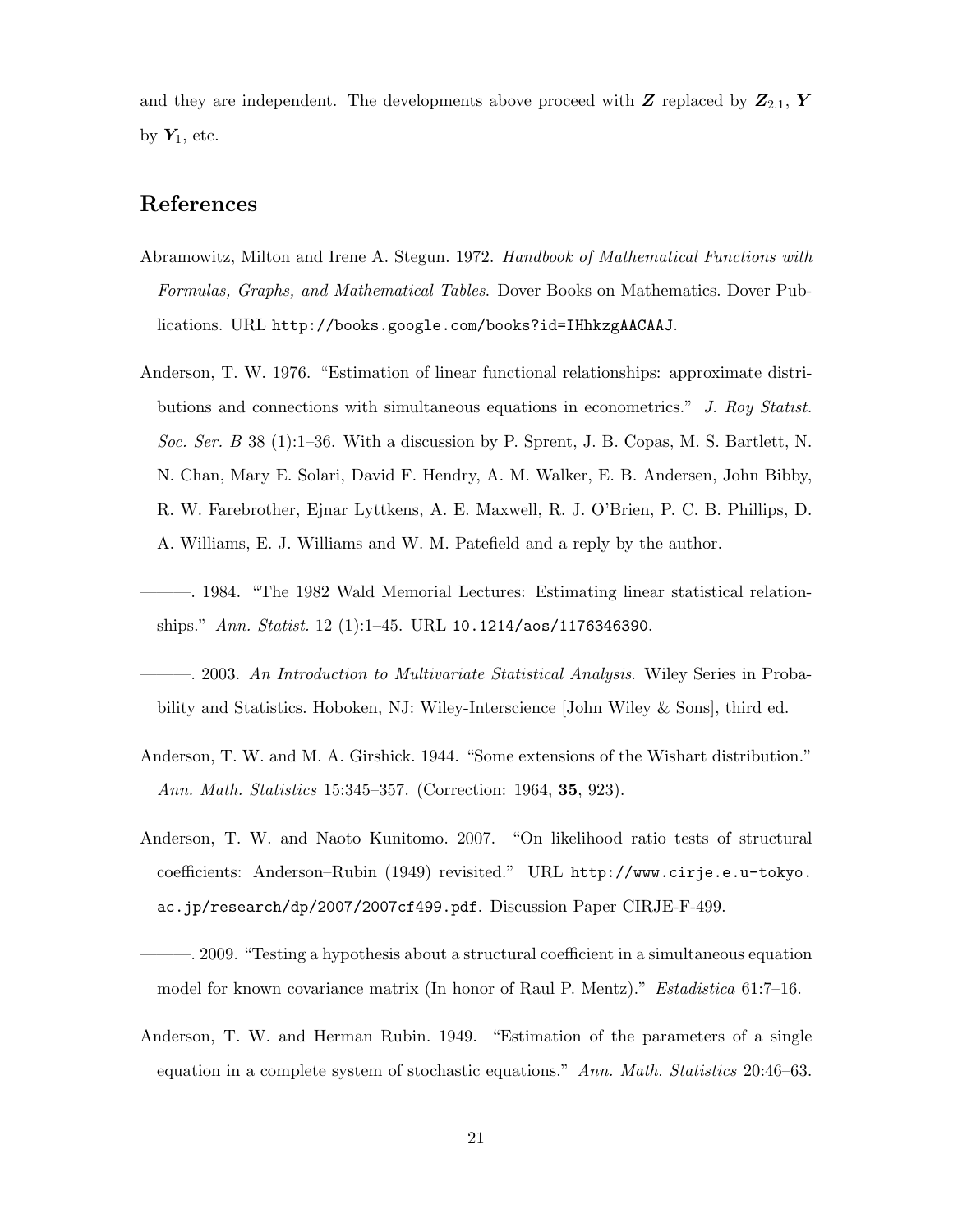and they are independent. The developments above proceed with $\boldsymbol{Z}$ replaced by $\boldsymbol{Z}_{2.1}$, $\boldsymbol{Y}$ by $\boldsymbol{Y}_1$, etc.

## References

Abramowitz, Milton and Irene A. Stegun. 1972. *Handbook of Mathematical Functions with Formulas, Graphs, and Mathematical Tables*. Dover Books on Mathematics. Dover Publications. URL http://books.google.com/books?id=IHhkzgAACAAJ.

Anderson, T. W. 1976. "Estimation of linear functional relationships: approximate distributions and connections with simultaneous equations in econometrics." *J. Roy Statist. Soc. Ser. B* 38 (1):1–36. With a discussion by P. Sprent, J. B. Copas, M. S. Bartlett, N. N. Chan, Mary E. Solari, David F. Hendry, A. M. Walker, E. B. Andersen, John Bibby, R. W. Farebrother, Ejnar Lyttkens, A. E. Maxwell, R. J. O'Brien, P. C. B. Phillips, D. A. Williams, E. J. Williams and W. M. Patefield and a reply by the author.

———. 1984. "The 1982 Wald Memorial Lectures: Estimating linear statistical relationships." *Ann. Statist.* 12 (1):1–45. URL 10.1214/aos/1176346390.

———. 2003. *An Introduction to Multivariate Statistical Analysis*. Wiley Series in Probability and Statistics. Hoboken, NJ: Wiley-Interscience [John Wiley & Sons], third ed.

Anderson, T. W. and M. A. Girshick. 1944. "Some extensions of the Wishart distribution." *Ann. Math. Statistics* 15:345–357. (Correction: 1964, **35**, 923).

Anderson, T. W. and Naoto Kunitomo. 2007. "On likelihood ratio tests of structural coefficients: Anderson–Rubin (1949) revisited." URL http://www.cirje.e.u-tokyo.ac.jp/research/dp/2007/2007cf499.pdf. Discussion Paper CIRJE-F-499.

———. 2009. "Testing a hypothesis about a structural coefficient in a simultaneous equation model for known covariance matrix (In honor of Raul P. Mentz)." *Estadistica* 61:7–16.

Anderson, T. W. and Herman Rubin. 1949. "Estimation of the parameters of a single equation in a complete system of stochastic equations." *Ann. Math. Statistics* 20:46–63.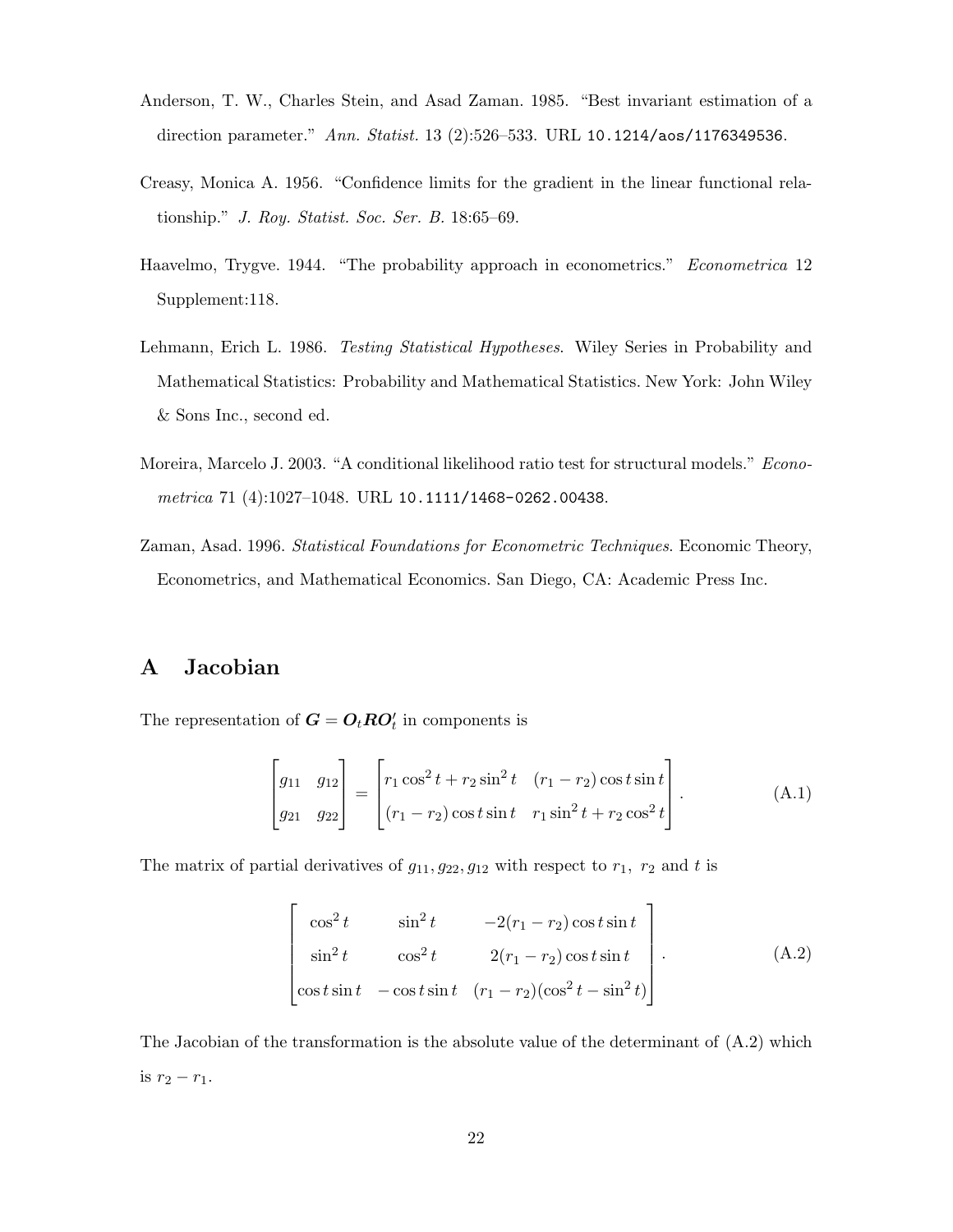Anderson, T. W., Charles Stein, and Asad Zaman. 1985. "Best invariant estimation of a direction parameter." *Ann. Statist.* 13 (2):526–533. URL 10.1214/aos/1176349536.

Creasy, Monica A. 1956. "Confidence limits for the gradient in the linear functional relationship." *J. Roy. Statist. Soc. Ser. B.* 18:65–69.

Haavelmo, Trygve. 1944. "The probability approach in econometrics." *Econometrica* 12 Supplement:118.

Lehmann, Erich L. 1986. *Testing Statistical Hypotheses*. Wiley Series in Probability and Mathematical Statistics: Probability and Mathematical Statistics. New York: John Wiley & Sons Inc., second ed.

Moreira, Marcelo J. 2003. "A conditional likelihood ratio test for structural models." *Econometrica* 71 (4):1027–1048. URL 10.1111/1468-0262.00438.

Zaman, Asad. 1996. *Statistical Foundations for Econometric Techniques*. Economic Theory, Econometrics, and Mathematical Economics. San Diego, CA: Academic Press Inc.

# A Jacobian

The representation of $\boldsymbol{G} = \boldsymbol{O}_t \boldsymbol{R} \boldsymbol{O}_t'$ in components is

$$\begin{bmatrix} g_{11} & g_{12} \\ g_{21} & g_{22} \end{bmatrix} = \begin{bmatrix} r_1 \cos^2 t + r_2 \sin^2 t & (r_1 - r_2) \cos t \sin t \\ (r_1 - r_2) \cos t \sin t & r_1 \sin^2 t + r_2 \cos^2 t \end{bmatrix}. \tag{A.1}$$

The matrix of partial derivatives of $g_{11}, g_{22}, g_{12}$ with respect to $r_1$, $r_2$ and $t$ is

$$\begin{bmatrix} \cos^2 t & \sin^2 t & -2(r_1 - r_2) \cos t \sin t \\ \sin^2 t & \cos^2 t & 2(r_1 - r_2) \cos t \sin t \\ \cos t \sin t & -\cos t \sin t & (r_1 - r_2)(\cos^2 t - \sin^2 t) \end{bmatrix}. \tag{A.2}$$

The Jacobian of the transformation is the absolute value of the determinant of (A.2) which is $r_2 - r_1$.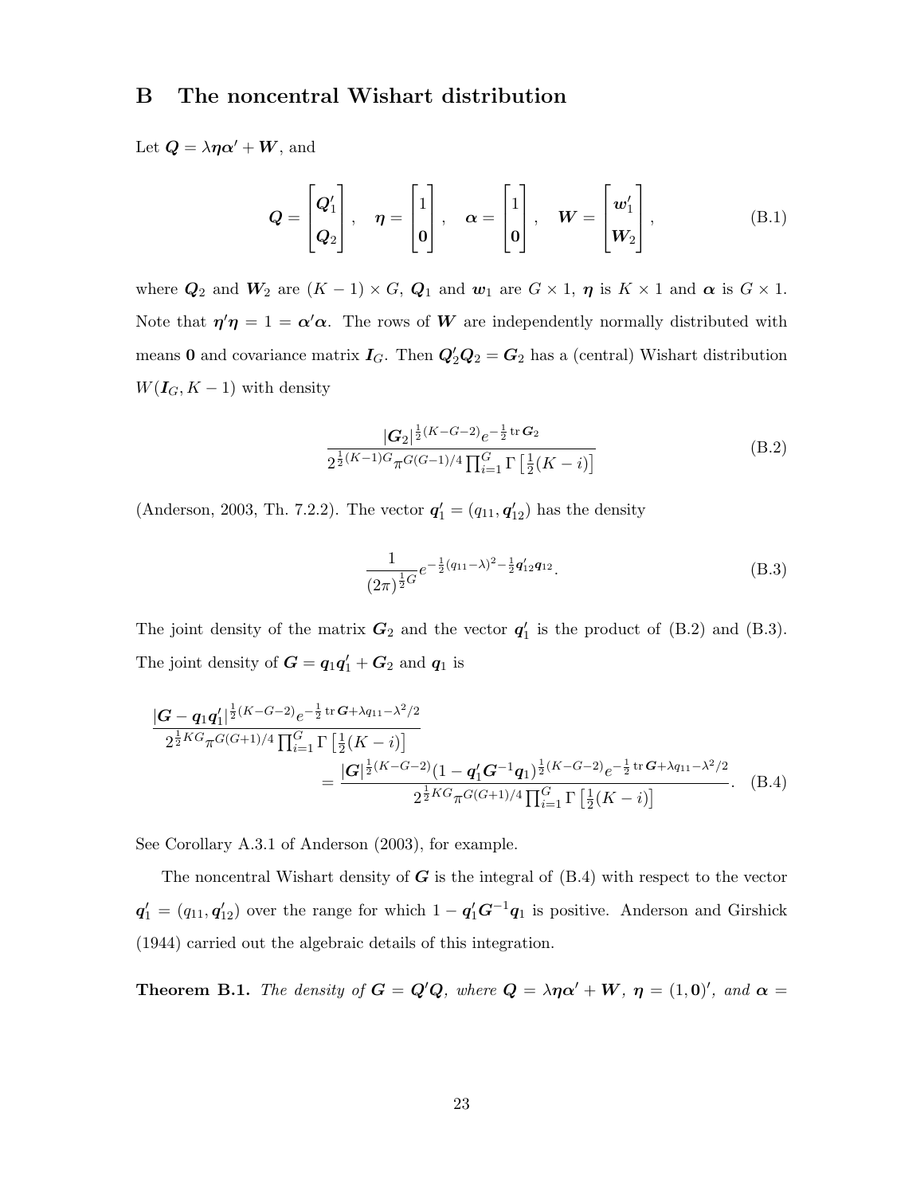## B The noncentral Wishart distribution

Let $\boldsymbol{Q} = \lambda \boldsymbol{\eta}\boldsymbol{\alpha}' + \boldsymbol{W}$, and

$$
\boldsymbol{Q} = \begin{bmatrix} \boldsymbol{Q}_1' \\ \boldsymbol{Q}_2 \end{bmatrix}, \quad \boldsymbol{\eta} = \begin{bmatrix} 1 \\ \boldsymbol{0} \end{bmatrix}, \quad \boldsymbol{\alpha} = \begin{bmatrix} 1 \\ \boldsymbol{0} \end{bmatrix}, \quad \boldsymbol{W} = \begin{bmatrix} \boldsymbol{w}_1' \\ \boldsymbol{W}_2 \end{bmatrix}, \tag{B.1}
$$

where $\boldsymbol{Q}_2$ and $\boldsymbol{W}_2$ are $(K-1) \times G$, $\boldsymbol{Q}_1$ and $\boldsymbol{w}_1$ are $G \times 1$, $\boldsymbol{\eta}$ is $K \times 1$ and $\boldsymbol{\alpha}$ is $G \times 1$. Note that $\boldsymbol{\eta}'\boldsymbol{\eta} = 1 = \boldsymbol{\alpha}'\boldsymbol{\alpha}$. The rows of $\boldsymbol{W}$ are independently normally distributed with means $\boldsymbol{0}$ and covariance matrix $\boldsymbol{I}_G$. Then $\boldsymbol{Q}_2'\boldsymbol{Q}_2 = \boldsymbol{G}_2$ has a (central) Wishart distribution $W(\boldsymbol{I}_G, K-1)$ with density

$$
\frac{|\boldsymbol{G}_2|^{\frac{1}{2}(K-G-2)} e^{-\frac{1}{2}\operatorname{tr}\boldsymbol{G}_2}}{2^{\frac{1}{2}(K-1)G} \pi^{G(G-1)/4} \prod_{i=1}^{G} \Gamma\left[\frac{1}{2}(K-i)\right]} \tag{B.2}
$$

(Anderson, 2003, Th. 7.2.2). The vector $\boldsymbol{q}_1' = (q_{11}, \boldsymbol{q}_{12}')$ has the density

$$
\frac{1}{(2\pi)^{\frac{1}{2}G}} e^{-\frac{1}{2}(q_{11}-\lambda)^2 - \frac{1}{2}\boldsymbol{q}_{12}'\boldsymbol{q}_{12}}. \tag{B.3}
$$

The joint density of the matrix $\boldsymbol{G}_2$ and the vector $\boldsymbol{q}_1'$ is the product of (B.2) and (B.3). The joint density of $\boldsymbol{G} = \boldsymbol{q}_1\boldsymbol{q}_1' + \boldsymbol{G}_2$ and $\boldsymbol{q}_1$ is

$$
\begin{aligned}
&\frac{|\boldsymbol{G} - \boldsymbol{q}_1\boldsymbol{q}_1'|^{\frac{1}{2}(K-G-2)} e^{-\frac{1}{2}\operatorname{tr}\boldsymbol{G} + \lambda q_{11} - \lambda^2/2}}{2^{\frac{1}{2}KG} \pi^{G(G+1)/4} \prod_{i=1}^{G} \Gamma\left[\frac{1}{2}(K-i)\right]} \\
&\qquad = \frac{|\boldsymbol{G}|^{\frac{1}{2}(K-G-2)} (1 - \boldsymbol{q}_1'\boldsymbol{G}^{-1}\boldsymbol{q}_1)^{\frac{1}{2}(K-G-2)} e^{-\frac{1}{2}\operatorname{tr}\boldsymbol{G} + \lambda q_{11} - \lambda^2/2}}{2^{\frac{1}{2}KG} \pi^{G(G+1)/4} \prod_{i=1}^{G} \Gamma\left[\frac{1}{2}(K-i)\right]}.
\end{aligned} \tag{B.4}
$$

See Corollary A.3.1 of Anderson (2003), for example.

The noncentral Wishart density of $\boldsymbol{G}$ is the integral of (B.4) with respect to the vector $\boldsymbol{q}_1' = (q_{11}, \boldsymbol{q}_{12}')$ over the range for which $1 - \boldsymbol{q}_1'\boldsymbol{G}^{-1}\boldsymbol{q}_1$ is positive. Anderson and Girshick (1944) carried out the algebraic details of this integration.

**Theorem B.1.** *The density of $\boldsymbol{G} = \boldsymbol{Q}'\boldsymbol{Q}$, where $\boldsymbol{Q} = \lambda\boldsymbol{\eta}\boldsymbol{\alpha}' + \boldsymbol{W}$, $\boldsymbol{\eta} = (1, \boldsymbol{0})'$, and $\boldsymbol{\alpha} =$*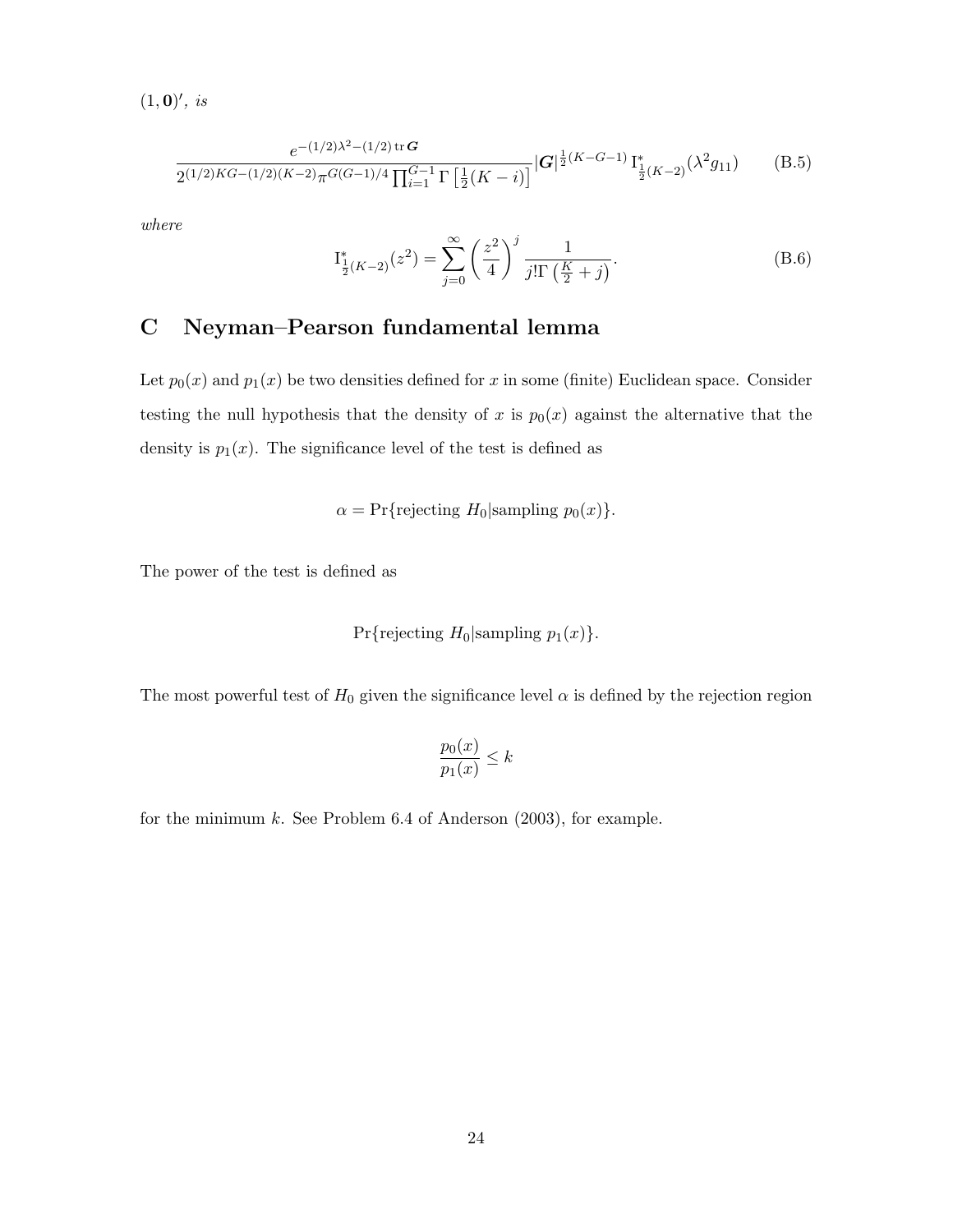$(1, \mathbf{0})'$, *is*

$$\frac{e^{-(1/2)\lambda^2-(1/2)\operatorname{tr}\boldsymbol{G}}}{2^{(1/2)KG-(1/2)(K-2)}\pi^{G(G-1)/4}\prod_{i=1}^{G-1}\Gamma\left[\frac{1}{2}(K-i)\right]}|\boldsymbol{G}|^{\frac{1}{2}(K-G-1)}\,\mathrm{I}^*_{\frac{1}{2}(K-2)}(\lambda^2 g_{11}) \tag{B.5}$$

*where*

$$\mathrm{I}^*_{\frac{1}{2}(K-2)}(z^2) = \sum_{j=0}^{\infty}\left(\frac{z^2}{4}\right)^j \frac{1}{j!\Gamma\left(\frac{K}{2}+j\right)}. \tag{B.6}$$

# C Neyman–Pearson fundamental lemma

Let $p_0(x)$ and $p_1(x)$ be two densities defined for $x$ in some (finite) Euclidean space. Consider testing the null hypothesis that the density of $x$ is $p_0(x)$ against the alternative that the density is $p_1(x)$. The significance level of the test is defined as

$$\alpha = \Pr\{\text{rejecting } H_0|\text{sampling } p_0(x)\}.$$

The power of the test is defined as

$$\Pr\{\text{rejecting } H_0|\text{sampling } p_1(x)\}.$$

The most powerful test of $H_0$ given the significance level $\alpha$ is defined by the rejection region

$$\frac{p_0(x)}{p_1(x)} \leq k$$

for the minimum $k$. See Problem 6.4 of Anderson (2003), for example.